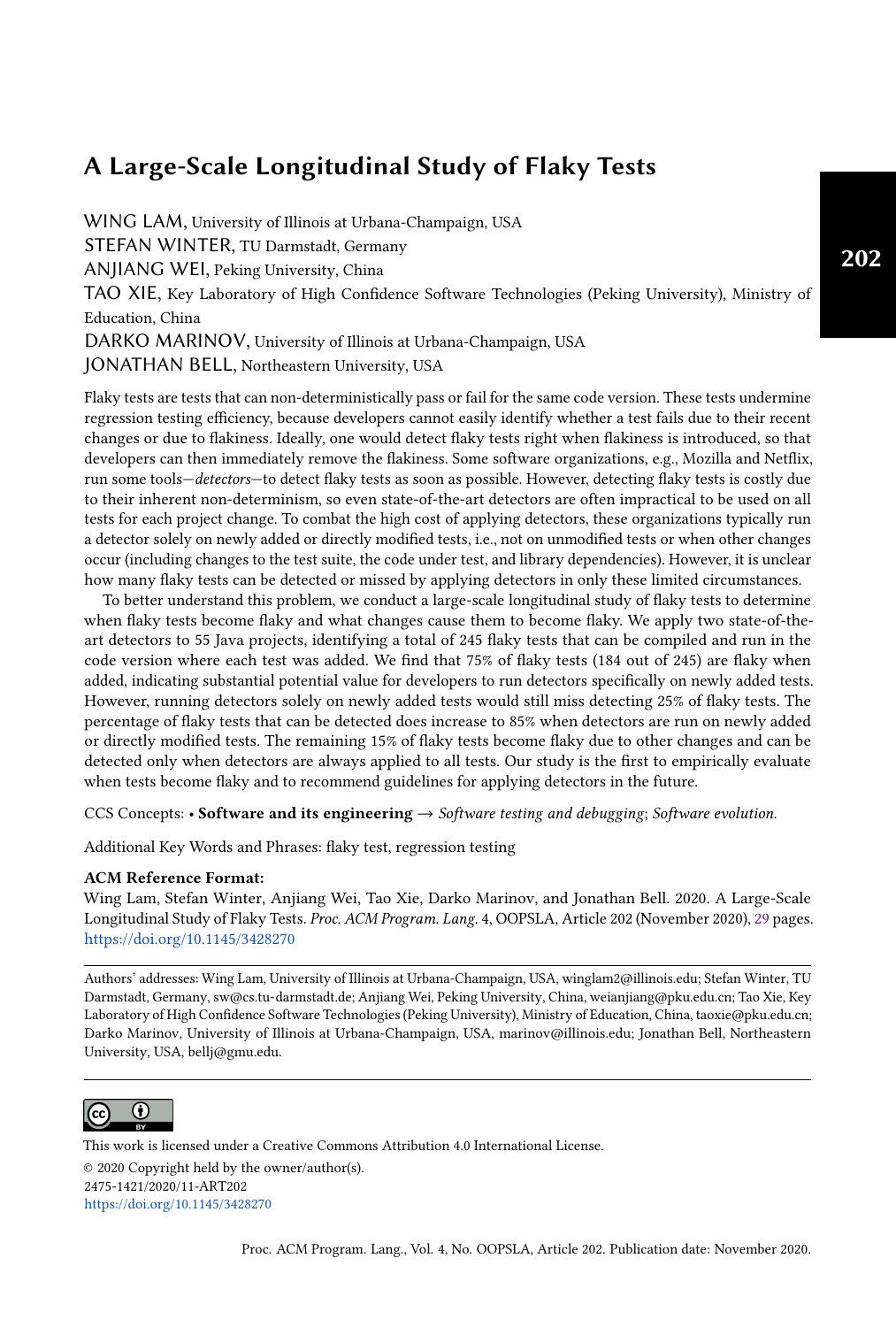# A Large-Scale Longitudinal Study of Flaky Tests

WING LAM, University of Illinois at Urbana-Champaign, USA
STEFAN WINTER, TU Darmstadt, Germany
ANJIANG WEI, Peking University, China
TAO XIE, Key Laboratory of High Confidence Software Technologies (Peking University), Ministry of Education, China
DARKO MARINOV, University of Illinois at Urbana-Champaign, USA
JONATHAN BELL, Northeastern University, USA

Flaky tests are tests that can non-deterministically pass or fail for the same code version. These tests undermine regression testing efficiency, because developers cannot easily identify whether a test fails due to their recent changes or due to flakiness. Ideally, one would detect flaky tests right when flakiness is introduced, so that developers can then immediately remove the flakiness. Some software organizations, e.g., Mozilla and Netflix, run some tools—*detectors*—to detect flaky tests as soon as possible. However, detecting flaky tests is costly due to their inherent non-determinism, so even state-of-the-art detectors are often impractical to be used on all tests for each project change. To combat the high cost of applying detectors, these organizations typically run a detector solely on newly added or directly modified tests, i.e., not on unmodified tests or when other changes occur (including changes to the test suite, the code under test, and library dependencies). However, it is unclear how many flaky tests can be detected or missed by applying detectors in only these limited circumstances.

To better understand this problem, we conduct a large-scale longitudinal study of flaky tests to determine when flaky tests become flaky and what changes cause them to become flaky. We apply two state-of-the-art detectors to 55 Java projects, identifying a total of 245 flaky tests that can be compiled and run in the code version where each test was added. We find that 75% of flaky tests (184 out of 245) are flaky when added, indicating substantial potential value for developers to run detectors specifically on newly added tests. However, running detectors solely on newly added tests would still miss detecting 25% of flaky tests. The percentage of flaky tests that can be detected does increase to 85% when detectors are run on newly added or directly modified tests. The remaining 15% of flaky tests become flaky due to other changes and can be detected only when detectors are always applied to all tests. Our study is the first to empirically evaluate when tests become flaky and to recommend guidelines for applying detectors in the future.

CCS Concepts: • **Software and its engineering** → *Software testing and debugging*; *Software evolution.*

Additional Key Words and Phrases: flaky test, regression testing

**ACM Reference Format:**
Wing Lam, Stefan Winter, Anjiang Wei, Tao Xie, Darko Marinov, and Jonathan Bell. 2020. A Large-Scale Longitudinal Study of Flaky Tests. *Proc. ACM Program. Lang.* 4, OOPSLA, Article 202 (November 2020), 29 pages. https://doi.org/10.1145/3428270

Authors' addresses: Wing Lam, University of Illinois at Urbana-Champaign, USA, winglam2@illinois.edu; Stefan Winter, TU Darmstadt, Germany, sw@cs.tu-darmstadt.de; Anjiang Wei, Peking University, China, weianjiang@pku.edu.cn; Tao Xie, Key Laboratory of High Confidence Software Technologies (Peking University), Ministry of Education, China, taoxie@pku.edu.cn; Darko Marinov, University of Illinois at Urbana-Champaign, USA, marinov@illinois.edu; Jonathan Bell, Northeastern University, USA, bellj@gmu.edu.

This work is licensed under a Creative Commons Attribution 4.0 International License.
© 2020 Copyright held by the owner/author(s).
2475-1421/2020/11-ART202
https://doi.org/10.1145/3428270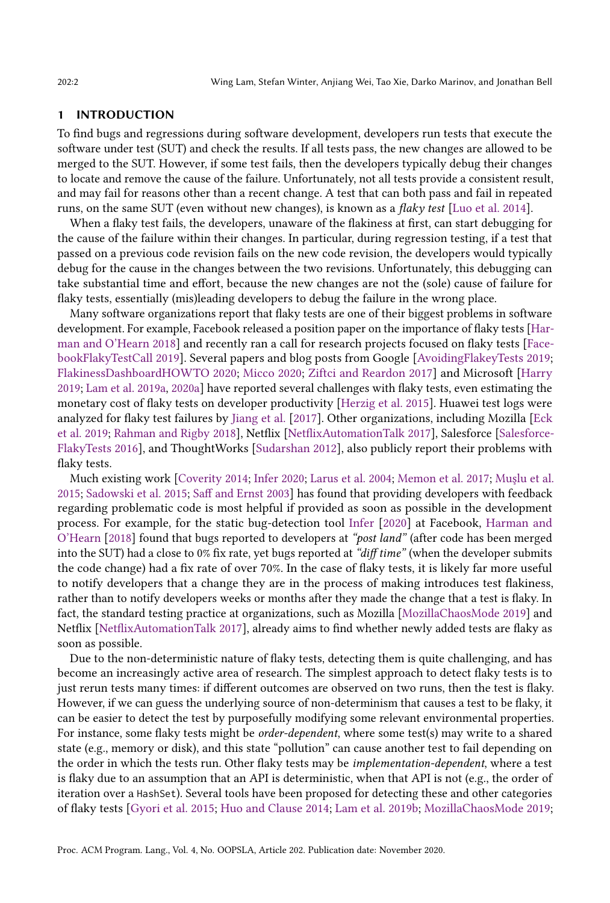## 1 INTRODUCTION

To find bugs and regressions during software development, developers run tests that execute the software under test (SUT) and check the results. If all tests pass, the new changes are allowed to be merged to the SUT. However, if some test fails, then the developers typically debug their changes to locate and remove the cause of the failure. Unfortunately, not all tests provide a consistent result, and may fail for reasons other than a recent change. A test that can both pass and fail in repeated runs, on the same SUT (even without new changes), is known as a *flaky test* [Luo et al. 2014].

When a flaky test fails, the developers, unaware of the flakiness at first, can start debugging for the cause of the failure within their changes. In particular, during regression testing, if a test that passed on a previous code revision fails on the new code revision, the developers would typically debug for the cause in the changes between the two revisions. Unfortunately, this debugging can take substantial time and effort, because the new changes are not the (sole) cause of failure for flaky tests, essentially (mis)leading developers to debug the failure in the wrong place.

Many software organizations report that flaky tests are one of their biggest problems in software development. For example, Facebook released a position paper on the importance of flaky tests [Harman and O'Hearn 2018] and recently ran a call for research projects focused on flaky tests [FacebookFlakyTestCall 2019]. Several papers and blog posts from Google [AvoidingFlakeyTests 2019; FlakinessDashboardHOWTO 2020; Micco 2020; Ziftci and Reardon 2017] and Microsoft [Harry 2019; Lam et al. 2019a, 2020a] have reported several challenges with flaky tests, even estimating the monetary cost of flaky tests on developer productivity [Herzig et al. 2015]. Huawei test logs were analyzed for flaky test failures by Jiang et al. [2017]. Other organizations, including Mozilla [Eck et al. 2019; Rahman and Rigby 2018], Netflix [NetflixAutomationTalk 2017], Salesforce [SalesforceFlakyTests 2016], and ThoughtWorks [Sudarshan 2012], also publicly report their problems with flaky tests.

Much existing work [Coverity 2014; Infer 2020; Larus et al. 2004; Memon et al. 2017; Muşlu et al. 2015; Sadowski et al. 2015; Saff and Ernst 2003] has found that providing developers with feedback regarding problematic code is most helpful if provided as soon as possible in the development process. For example, for the static bug-detection tool Infer [2020] at Facebook, Harman and O'Hearn [2018] found that bugs reported to developers at *"post land"* (after code has been merged into the SUT) had a close to 0% fix rate, yet bugs reported at *"diff time"* (when the developer submits the code change) had a fix rate of over 70%. In the case of flaky tests, it is likely far more useful to notify developers that a change they are in the process of making introduces test flakiness, rather than to notify developers weeks or months after they made the change that a test is flaky. In fact, the standard testing practice at organizations, such as Mozilla [MozillaChaosMode 2019] and Netflix [NetflixAutomationTalk 2017], already aims to find whether newly added tests are flaky as soon as possible.

Due to the non-deterministic nature of flaky tests, detecting them is quite challenging, and has become an increasingly active area of research. The simplest approach to detect flaky tests is to just rerun tests many times: if different outcomes are observed on two runs, then the test is flaky. However, if we can guess the underlying source of non-determinism that causes a test to be flaky, it can be easier to detect the test by purposefully modifying some relevant environmental properties. For instance, some flaky tests might be *order-dependent*, where some test(s) may write to a shared state (e.g., memory or disk), and this state "pollution" can cause another test to fail depending on the order in which the tests run. Other flaky tests may be *implementation-dependent*, where a test is flaky due to an assumption that an API is deterministic, when that API is not (e.g., the order of iteration over a `HashSet`). Several tools have been proposed for detecting these and other categories of flaky tests [Gyori et al. 2015; Huo and Clause 2014; Lam et al. 2019b; MozillaChaosMode 2019;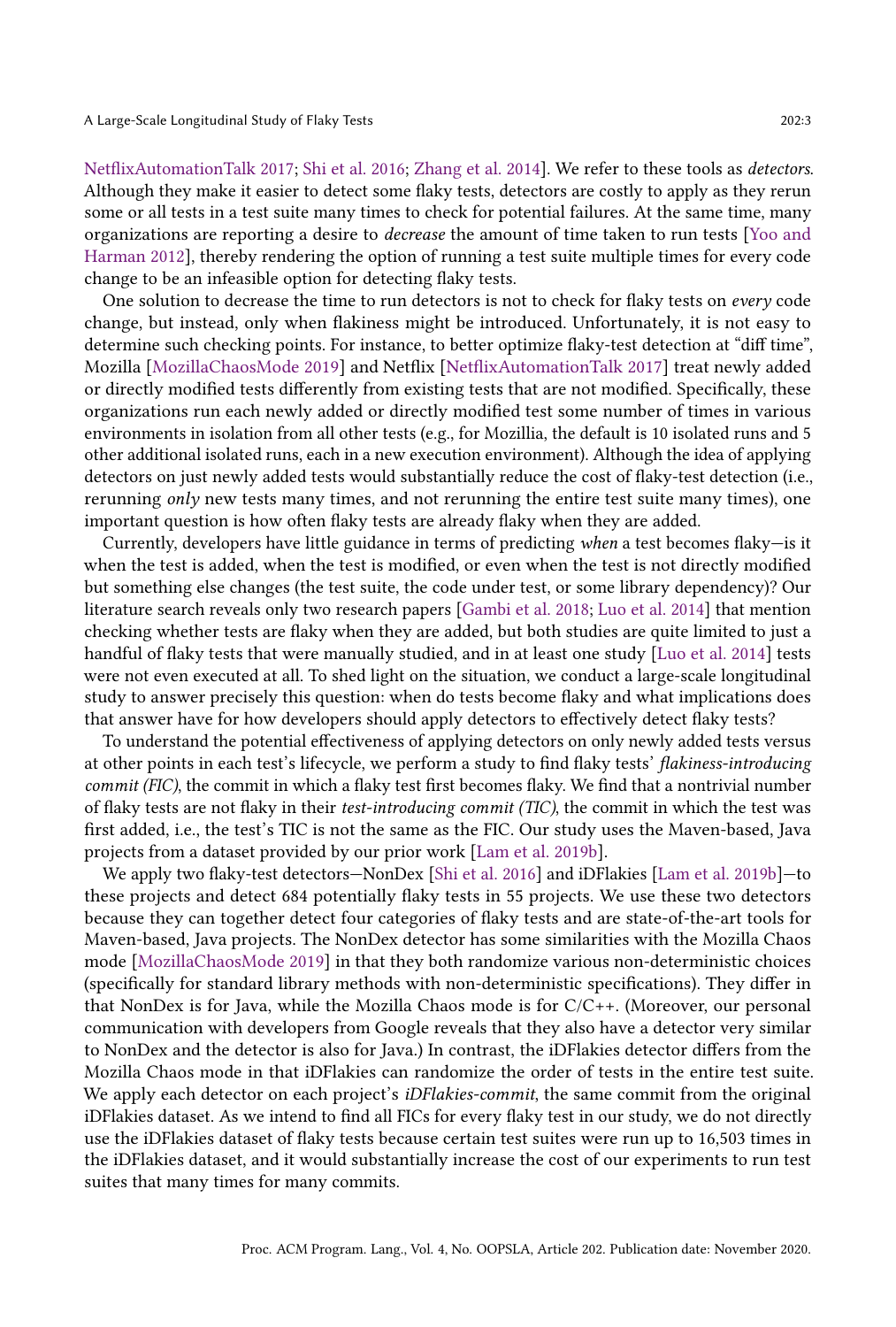NetflixAutomationTalk 2017; Shi et al. 2016; Zhang et al. 2014]. We refer to these tools as *detectors*. Although they make it easier to detect some flaky tests, detectors are costly to apply as they rerun some or all tests in a test suite many times to check for potential failures. At the same time, many organizations are reporting a desire to *decrease* the amount of time taken to run tests [Yoo and Harman 2012], thereby rendering the option of running a test suite multiple times for every code change to be an infeasible option for detecting flaky tests.

One solution to decrease the time to run detectors is not to check for flaky tests on *every* code change, but instead, only when flakiness might be introduced. Unfortunately, it is not easy to determine such checking points. For instance, to better optimize flaky-test detection at "diff time", Mozilla [MozillaChaosMode 2019] and Netflix [NetflixAutomationTalk 2017] treat newly added or directly modified tests differently from existing tests that are not modified. Specifically, these organizations run each newly added or directly modified test some number of times in various environments in isolation from all other tests (e.g., for Mozillia, the default is 10 isolated runs and 5 other additional isolated runs, each in a new execution environment). Although the idea of applying detectors on just newly added tests would substantially reduce the cost of flaky-test detection (i.e., rerunning *only* new tests many times, and not rerunning the entire test suite many times), one important question is how often flaky tests are already flaky when they are added.

Currently, developers have little guidance in terms of predicting *when* a test becomes flaky—is it when the test is added, when the test is modified, or even when the test is not directly modified but something else changes (the test suite, the code under test, or some library dependency)? Our literature search reveals only two research papers [Gambi et al. 2018; Luo et al. 2014] that mention checking whether tests are flaky when they are added, but both studies are quite limited to just a handful of flaky tests that were manually studied, and in at least one study [Luo et al. 2014] tests were not even executed at all. To shed light on the situation, we conduct a large-scale longitudinal study to answer precisely this question: when do tests become flaky and what implications does that answer have for how developers should apply detectors to effectively detect flaky tests?

To understand the potential effectiveness of applying detectors on only newly added tests versus at other points in each test's lifecycle, we perform a study to find flaky tests' *flakiness-introducing commit (FIC)*, the commit in which a flaky test first becomes flaky. We find that a nontrivial number of flaky tests are not flaky in their *test-introducing commit (TIC)*, the commit in which the test was first added, i.e., the test's TIC is not the same as the FIC. Our study uses the Maven-based, Java projects from a dataset provided by our prior work [Lam et al. 2019b].

We apply two flaky-test detectors—NonDex [Shi et al. 2016] and iDFlakies [Lam et al. 2019b]—to these projects and detect 684 potentially flaky tests in 55 projects. We use these two detectors because they can together detect four categories of flaky tests and are state-of-the-art tools for Maven-based, Java projects. The NonDex detector has some similarities with the Mozilla Chaos mode [MozillaChaosMode 2019] in that they both randomize various non-deterministic choices (specifically for standard library methods with non-deterministic specifications). They differ in that NonDex is for Java, while the Mozilla Chaos mode is for C/C++. (Moreover, our personal communication with developers from Google reveals that they also have a detector very similar to NonDex and the detector is also for Java.) In contrast, the iDFlakies detector differs from the Mozilla Chaos mode in that iDFlakies can randomize the order of tests in the entire test suite. We apply each detector on each project's *iDFlakies-commit*, the same commit from the original iDFlakies dataset. As we intend to find all FICs for every flaky test in our study, we do not directly use the iDFlakies dataset of flaky tests because certain test suites were run up to 16,503 times in the iDFlakies dataset, and it would substantially increase the cost of our experiments to run test suites that many times for many commits.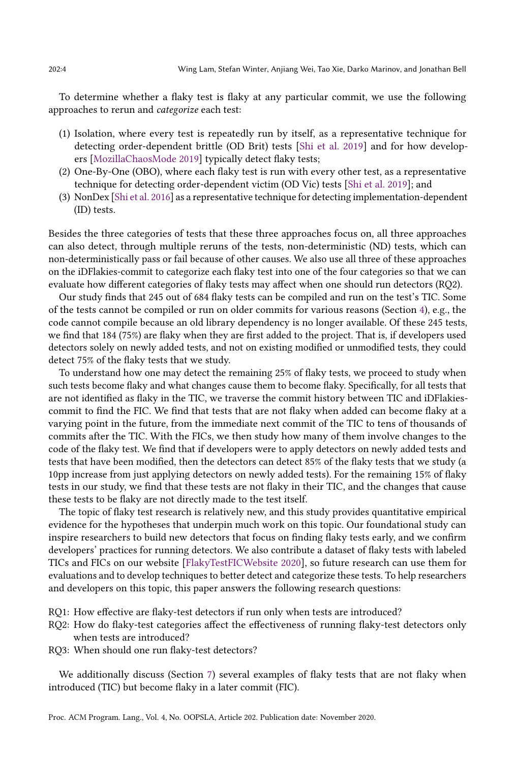To determine whether a flaky test is flaky at any particular commit, we use the following approaches to rerun and *categorize* each test:

(1) Isolation, where every test is repeatedly run by itself, as a representative technique for detecting order-dependent brittle (OD Brit) tests [Shi et al. 2019] and for how developers [MozillaChaosMode 2019] typically detect flaky tests;
(2) One-By-One (OBO), where each flaky test is run with every other test, as a representative technique for detecting order-dependent victim (OD Vic) tests [Shi et al. 2019]; and
(3) NonDex [Shi et al. 2016] as a representative technique for detecting implementation-dependent (ID) tests.

Besides the three categories of tests that these three approaches focus on, all three approaches can also detect, through multiple reruns of the tests, non-deterministic (ND) tests, which can non-deterministically pass or fail because of other causes. We also use all three of these approaches on the iDFlakies-commit to categorize each flaky test into one of the four categories so that we can evaluate how different categories of flaky tests may affect when one should run detectors (RQ2).

Our study finds that 245 out of 684 flaky tests can be compiled and run on the test's TIC. Some of the tests cannot be compiled or run on older commits for various reasons (Section 4), e.g., the code cannot compile because an old library dependency is no longer available. Of these 245 tests, we find that 184 (75%) are flaky when they are first added to the project. That is, if developers used detectors solely on newly added tests, and not on existing modified or unmodified tests, they could detect 75% of the flaky tests that we study.

To understand how one may detect the remaining 25% of flaky tests, we proceed to study when such tests become flaky and what changes cause them to become flaky. Specifically, for all tests that are not identified as flaky in the TIC, we traverse the commit history between TIC and iDFlakies-commit to find the FIC. We find that tests that are not flaky when added can become flaky at a varying point in the future, from the immediate next commit of the TIC to tens of thousands of commits after the TIC. With the FICs, we then study how many of them involve changes to the code of the flaky test. We find that if developers were to apply detectors on newly added tests and tests that have been modified, then the detectors can detect 85% of the flaky tests that we study (a 10pp increase from just applying detectors on newly added tests). For the remaining 15% of flaky tests in our study, we find that these tests are not flaky in their TIC, and the changes that cause these tests to be flaky are not directly made to the test itself.

The topic of flaky test research is relatively new, and this study provides quantitative empirical evidence for the hypotheses that underpin much work on this topic. Our foundational study can inspire researchers to build new detectors that focus on finding flaky tests early, and we confirm developers' practices for running detectors. We also contribute a dataset of flaky tests with labeled TICs and FICs on our website [FlakyTestFICWebsite 2020], so future research can use them for evaluations and to develop techniques to better detect and categorize these tests. To help researchers and developers on this topic, this paper answers the following research questions:

RQ1: How effective are flaky-test detectors if run only when tests are introduced?
RQ2: How do flaky-test categories affect the effectiveness of running flaky-test detectors only when tests are introduced?
RQ3: When should one run flaky-test detectors?

We additionally discuss (Section 7) several examples of flaky tests that are not flaky when introduced (TIC) but become flaky in a later commit (FIC).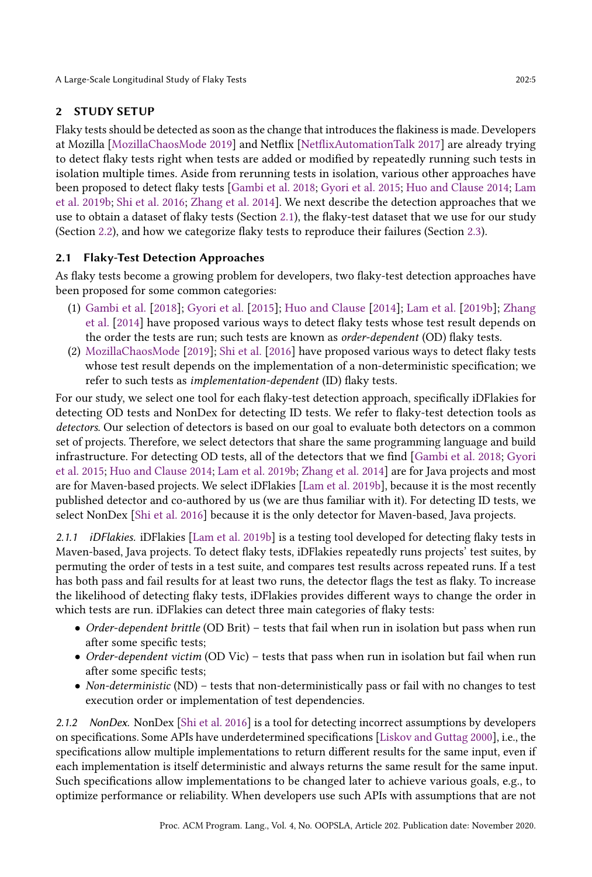## 2 STUDY SETUP

Flaky tests should be detected as soon as the change that introduces the flakiness is made. Developers at Mozilla [MozillaChaosMode 2019] and Netflix [NetflixAutomationTalk 2017] are already trying to detect flaky tests right when tests are added or modified by repeatedly running such tests in isolation multiple times. Aside from rerunning tests in isolation, various other approaches have been proposed to detect flaky tests [Gambi et al. 2018; Gyori et al. 2015; Huo and Clause 2014; Lam et al. 2019b; Shi et al. 2016; Zhang et al. 2014]. We next describe the detection approaches that we use to obtain a dataset of flaky tests (Section 2.1), the flaky-test dataset that we use for our study (Section 2.2), and how we categorize flaky tests to reproduce their failures (Section 2.3).

### 2.1 Flaky-Test Detection Approaches

As flaky tests become a growing problem for developers, two flaky-test detection approaches have been proposed for some common categories:

1. Gambi et al. [2018]; Gyori et al. [2015]; Huo and Clause [2014]; Lam et al. [2019b]; Zhang et al. [2014] have proposed various ways to detect flaky tests whose test result depends on the order the tests are run; such tests are known as *order-dependent* (OD) flaky tests.
2. MozillaChaosMode [2019]; Shi et al. [2016] have proposed various ways to detect flaky tests whose test result depends on the implementation of a non-deterministic specification; we refer to such tests as *implementation-dependent* (ID) flaky tests.

For our study, we select one tool for each flaky-test detection approach, specifically iDFlakies for detecting OD tests and NonDex for detecting ID tests. We refer to flaky-test detection tools as *detectors*. Our selection of detectors is based on our goal to evaluate both detectors on a common set of projects. Therefore, we select detectors that share the same programming language and build infrastructure. For detecting OD tests, all of the detectors that we find [Gambi et al. 2018; Gyori et al. 2015; Huo and Clause 2014; Lam et al. 2019b; Zhang et al. 2014] are for Java projects and most are for Maven-based projects. We select iDFlakies [Lam et al. 2019b], because it is the most recently published detector and co-authored by us (we are thus familiar with it). For detecting ID tests, we select NonDex [Shi et al. 2016] because it is the only detector for Maven-based, Java projects.

*2.1.1 iDFlakies.* iDFlakies [Lam et al. 2019b] is a testing tool developed for detecting flaky tests in Maven-based, Java projects. To detect flaky tests, iDFlakies repeatedly runs projects' test suites, by permuting the order of tests in a test suite, and compares test results across repeated runs. If a test has both pass and fail results for at least two runs, the detector flags the test as flaky. To increase the likelihood of detecting flaky tests, iDFlakies provides different ways to change the order in which tests are run. iDFlakies can detect three main categories of flaky tests:

- *Order-dependent brittle* (OD Brit) – tests that fail when run in isolation but pass when run after some specific tests;
- *Order-dependent victim* (OD Vic) – tests that pass when run in isolation but fail when run after some specific tests;
- *Non-deterministic* (ND) – tests that non-deterministically pass or fail with no changes to test execution order or implementation of test dependencies.

*2.1.2 NonDex.* NonDex [Shi et al. 2016] is a tool for detecting incorrect assumptions by developers on specifications. Some APIs have underdetermined specifications [Liskov and Guttag 2000], i.e., the specifications allow multiple implementations to return different results for the same input, even if each implementation is itself deterministic and always returns the same result for the same input. Such specifications allow implementations to be changed later to achieve various goals, e.g., to optimize performance or reliability. When developers use such APIs with assumptions that are not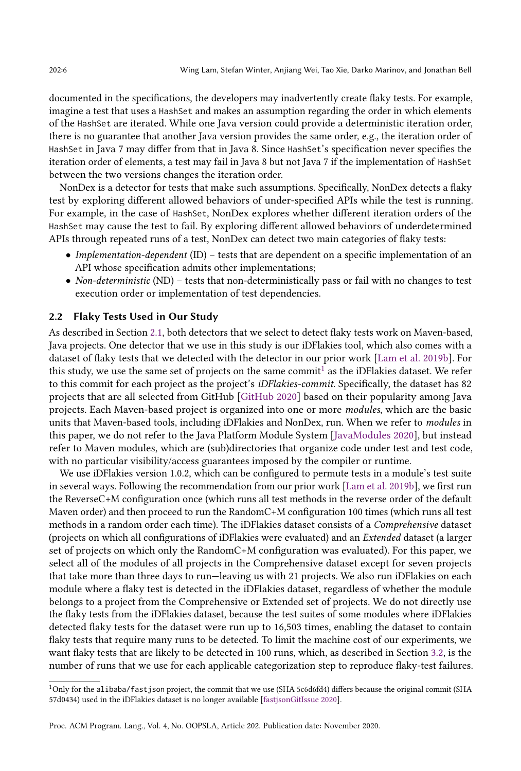documented in the specifications, the developers may inadvertently create flaky tests. For example, imagine a test that uses a `HashSet` and makes an assumption regarding the order in which elements of the `HashSet` are iterated. While one Java version could provide a deterministic iteration order, there is no guarantee that another Java version provides the same order, e.g., the iteration order of `HashSet` in Java 7 may differ from that in Java 8. Since `HashSet`'s specification never specifies the iteration order of elements, a test may fail in Java 8 but not Java 7 if the implementation of `HashSet` between the two versions changes the iteration order.

NonDex is a detector for tests that make such assumptions. Specifically, NonDex detects a flaky test by exploring different allowed behaviors of under-specified APIs while the test is running. For example, in the case of `HashSet`, NonDex explores whether different iteration orders of the `HashSet` may cause the test to fail. By exploring different allowed behaviors of underdetermined APIs through repeated runs of a test, NonDex can detect two main categories of flaky tests:

- *Implementation-dependent* (ID) – tests that are dependent on a specific implementation of an API whose specification admits other implementations;
- *Non-deterministic* (ND) – tests that non-deterministically pass or fail with no changes to test execution order or implementation of test dependencies.

## 2.2 Flaky Tests Used in Our Study

As described in Section 2.1, both detectors that we select to detect flaky tests work on Maven-based, Java projects. One detector that we use in this study is our iDFlakies tool, which also comes with a dataset of flaky tests that we detected with the detector in our prior work [Lam et al. 2019b]. For this study, we use the same set of projects on the same commit[1] as the iDFlakies dataset. We refer to this commit for each project as the project's *iDFlakies-commit*. Specifically, the dataset has 82 projects that are all selected from GitHub [GitHub 2020] based on their popularity among Java projects. Each Maven-based project is organized into one or more *modules*, which are the basic units that Maven-based tools, including iDFlakies and NonDex, run. When we refer to *modules* in this paper, we do not refer to the Java Platform Module System [JavaModules 2020], but instead refer to Maven modules, which are (sub)directories that organize code under test and test code, with no particular visibility/access guarantees imposed by the compiler or runtime.

We use iDFlakies version 1.0.2, which can be configured to permute tests in a module's test suite in several ways. Following the recommendation from our prior work [Lam et al. 2019b], we first run the ReverseC+M configuration once (which runs all test methods in the reverse order of the default Maven order) and then proceed to run the RandomC+M configuration 100 times (which runs all test methods in a random order each time). The iDFlakies dataset consists of a *Comprehensive* dataset (projects on which all configurations of iDFlakies were evaluated) and an *Extended* dataset (a larger set of projects on which only the RandomC+M configuration was evaluated). For this paper, we select all of the modules of all projects in the Comprehensive dataset except for seven projects that take more than three days to run—leaving us with 21 projects. We also run iDFlakies on each module where a flaky test is detected in the iDFlakies dataset, regardless of whether the module belongs to a project from the Comprehensive or Extended set of projects. We do not directly use the flaky tests from the iDFlakies dataset, because the test suites of some modules where iDFlakies detected flaky tests for the dataset were run up to 16,503 times, enabling the dataset to contain flaky tests that require many runs to be detected. To limit the machine cost of our experiments, we want flaky tests that are likely to be detected in 100 runs, which, as described in Section 3.2, is the number of runs that we use for each applicable categorization step to reproduce flaky-test failures.

[1] Only for the `alibaba/fastjson` project, the commit that we use (SHA 5c6d6fd4) differs because the original commit (SHA 57d0434) used in the iDFlakies dataset is no longer available [fastjsonGitIssue 2020].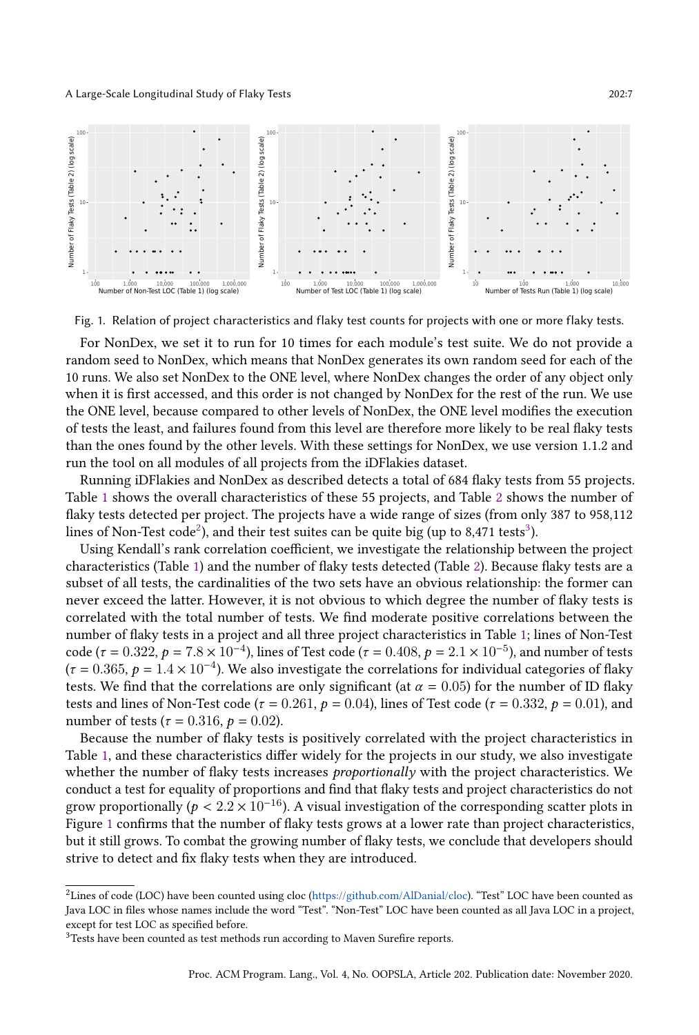Fig. 1. Relation of project characteristics and flaky test counts for projects with one or more flaky tests.

For NonDex, we set it to run for 10 times for each module's test suite. We do not provide a random seed to NonDex, which means that NonDex generates its own random seed for each of the 10 runs. We also set NonDex to the ONE level, where NonDex changes the order of any object only when it is first accessed, and this order is not changed by NonDex for the rest of the run. We use the ONE level, because compared to other levels of NonDex, the ONE level modifies the execution of tests the least, and failures found from this level are therefore more likely to be real flaky tests than the ones found by the other levels. With these settings for NonDex, we use version 1.1.2 and run the tool on all modules of all projects from the iDFlakies dataset.

Running iDFlakies and NonDex as described detects a total of 684 flaky tests from 55 projects. Table 1 shows the overall characteristics of these 55 projects, and Table 2 shows the number of flaky tests detected per project. The projects have a wide range of sizes (from only 387 to 958,112 lines of Non-Test code[2]), and their test suites can be quite big (up to 8,471 tests[3]).

Using Kendall's rank correlation coefficient, we investigate the relationship between the project characteristics (Table 1) and the number of flaky tests detected (Table 2). Because flaky tests are a subset of all tests, the cardinalities of the two sets have an obvious relationship: the former can never exceed the latter. However, it is not obvious to which degree the number of flaky tests is correlated with the total number of tests. We find moderate positive correlations between the number of flaky tests in a project and all three project characteristics in Table 1; lines of Non-Test code ($\tau = 0.322$, $p = 7.8 \times 10^{-4}$), lines of Test code ($\tau = 0.408$, $p = 2.1 \times 10^{-5}$), and number of tests ($\tau = 0.365$, $p = 1.4 \times 10^{-4}$). We also investigate the correlations for individual categories of flaky tests. We find that the correlations are only significant (at $\alpha = 0.05$) for the number of ID flaky tests and lines of Non-Test code ($\tau = 0.261$, $p = 0.04$), lines of Test code ($\tau = 0.332$, $p = 0.01$), and number of tests ($\tau = 0.316$, $p = 0.02$).

Because the number of flaky tests is positively correlated with the project characteristics in Table 1, and these characteristics differ widely for the projects in our study, we also investigate whether the number of flaky tests increases *proportionally* with the project characteristics. We conduct a test for equality of proportions and find that flaky tests and project characteristics do not grow proportionally ($p < 2.2 \times 10^{-16}$). A visual investigation of the corresponding scatter plots in Figure 1 confirms that the number of flaky tests grows at a lower rate than project characteristics, but it still grows. To combat the growing number of flaky tests, we conclude that developers should strive to detect and fix flaky tests when they are introduced.

[2]Lines of code (LOC) have been counted using cloc (https://github.com/AlDanial/cloc). "Test" LOC have been counted as Java LOC in files whose names include the word "Test". "Non-Test" LOC have been counted as all Java LOC in a project, except for test LOC as specified before.

[3]Tests have been counted as test methods run according to Maven Surefire reports.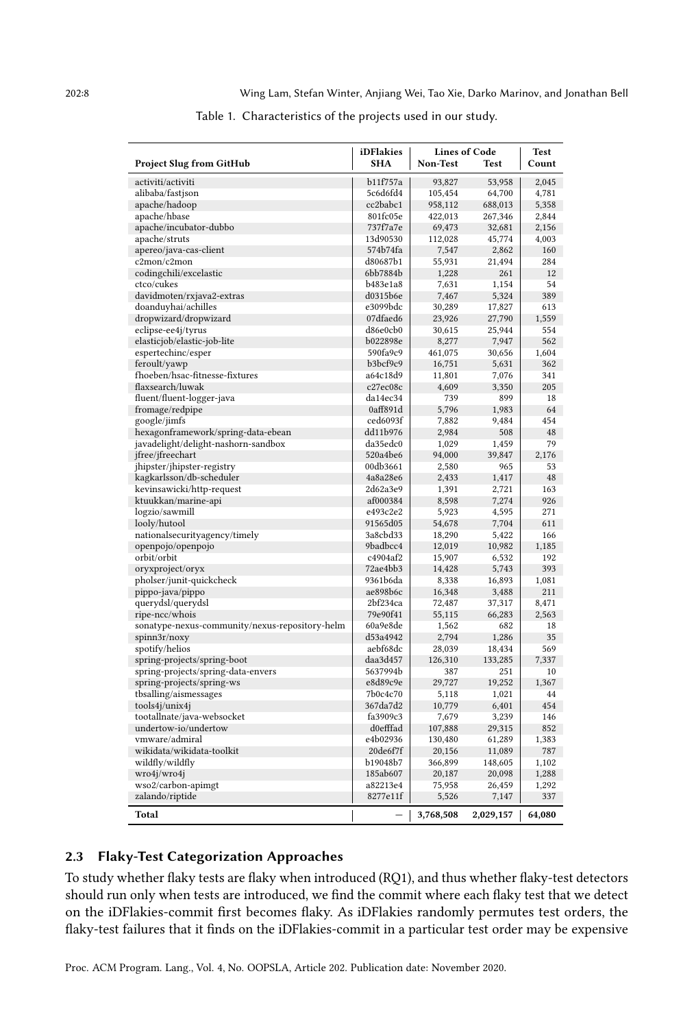Table 1. Characteristics of the projects used in our study.

| Project Slug from GitHub | iDFlakies SHA | Lines of Code | | Test Count |
|---|---|---|---|---|
| | | Non-Test | Test | |
| activiti/activiti | b11f757a | 93,827 | 53,958 | 2,045 |
| alibaba/fastjson | 5c6d6fd4 | 105,454 | 64,700 | 4,781 |
| apache/hadoop | cc2babc1 | 958,112 | 688,013 | 5,358 |
| apache/hbase | 801fc05e | 422,013 | 267,346 | 2,844 |
| apache/incubator-dubbo | 737f7a7e | 69,473 | 32,681 | 2,156 |
| apache/struts | 13d90530 | 112,028 | 45,774 | 4,003 |
| apereo/java-cas-client | 574b74fa | 7,547 | 2,862 | 160 |
| c2mon/c2mon | d80687b1 | 55,931 | 21,494 | 284 |
| codingchili/excelastic | 6bb7884b | 1,228 | 261 | 12 |
| ctco/cukes | b483e1a8 | 7,631 | 1,154 | 54 |
| davidmoten/rxjava2-extras | d0315b6e | 7,467 | 5,324 | 389 |
| doanduyhai/achilles | e3099bdc | 30,289 | 17,827 | 613 |
| dropwizard/dropwizard | 07dfaed6 | 23,926 | 27,790 | 1,559 |
| eclipse-ee4j/tyrus | d86e0cb0 | 30,615 | 25,944 | 554 |
| elasticjob/elastic-job-lite | b022898e | 8,277 | 7,947 | 562 |
| espertechinc/esper | 590fa9c9 | 461,075 | 30,656 | 1,604 |
| feroult/yawp | b3bcf9c9 | 16,751 | 5,631 | 362 |
| fhoeben/hsac-fitnesse-fixtures | a64c18d9 | 11,801 | 7,076 | 341 |
| flaxsearch/luwak | c27ec08c | 4,609 | 3,350 | 205 |
| fluent/fluent-logger-java | da14ec34 | 739 | 899 | 18 |
| fromage/redpipe | 0aff891d | 5,796 | 1,983 | 64 |
| google/jimfs | ced6093f | 7,882 | 9,484 | 454 |
| hexagonframework/spring-data-ebean | dd11b976 | 2,984 | 508 | 48 |
| javadelight/delight-nashorn-sandbox | da35edc0 | 1,029 | 1,459 | 79 |
| jfree/jfreechart | 520a4be6 | 94,000 | 39,847 | 2,176 |
| jhipster/jhipster-registry | 00db3661 | 2,580 | 965 | 53 |
| kagkarlsson/db-scheduler | 4a8a28e6 | 2,433 | 1,417 | 48 |
| kevinsawicki/http-request | 2d62a3e9 | 1,391 | 2,721 | 163 |
| ktuukkan/marine-api | af000384 | 8,598 | 7,274 | 926 |
| logzio/sawmill | e493c2e2 | 5,923 | 4,595 | 271 |
| looly/hutool | 91565d05 | 54,678 | 7,704 | 611 |
| nationalsecurityagency/timely | 3a8cbd33 | 18,290 | 5,422 | 166 |
| openpojo/openpojo | 9badbcc4 | 12,019 | 10,982 | 1,185 |
| orbit/orbit | c4904af2 | 15,907 | 6,532 | 192 |
| oryxproject/oryx | 72ae4bb3 | 14,428 | 5,743 | 393 |
| pholser/junit-quickcheck | 9361b6da | 8,338 | 16,893 | 1,081 |
| pippo-java/pippo | ae898b6c | 16,348 | 3,488 | 211 |
| querydsl/querydsl | 2bf234ca | 72,487 | 37,317 | 8,471 |
| ripe-ncc/whois | 79e90f41 | 55,115 | 66,283 | 2,563 |
| sonatype-nexus-community/nexus-repository-helm | 60a9e8de | 1,562 | 682 | 18 |
| spinn3r/noxy | d53a4942 | 2,794 | 1,286 | 35 |
| spotify/helios | aebf68dc | 28,039 | 18,434 | 569 |
| spring-projects/spring-boot | daa3d457 | 126,310 | 133,285 | 7,337 |
| spring-projects/spring-data-envers | 5637994b | 387 | 251 | 10 |
| spring-projects/spring-ws | e8d89c9e | 29,727 | 19,252 | 1,367 |
| tbsalling/aismessages | 7b0c4c70 | 5,118 | 1,021 | 44 |
| tools4j/unix4j | 367da7d2 | 10,779 | 6,401 | 454 |
| tootallnate/java-websocket | fa3909c3 | 7,679 | 3,239 | 146 |
| undertow-io/undertow | d0efffad | 107,888 | 29,315 | 852 |
| vmware/admiral | e4b02936 | 130,480 | 61,289 | 1,383 |
| wikidata/wikidata-toolkit | 20de6f7f | 20,156 | 11,089 | 787 |
| wildfly/wildfly | b19048b7 | 366,899 | 148,605 | 1,102 |
| wro4j/wro4j | 185ab607 | 20,187 | 20,098 | 1,288 |
| wso2/carbon-apimgt | a82213e4 | 75,958 | 26,459 | 1,292 |
| zalando/riptide | 8277e11f | 5,526 | 7,147 | 337 |
| **Total** | – | **3,768,508** | **2,029,157** | **64,080** |

### 2.3 Flaky-Test Categorization Approaches

To study whether flaky tests are flaky when introduced (RQ1), and thus whether flaky-test detectors should run only when tests are introduced, we find the commit where each flaky test that we detect on the iDFlakies-commit first becomes flaky. As iDFlakies randomly permutes test orders, the flaky-test failures that it finds on the iDFlakies-commit in a particular test order may be expensive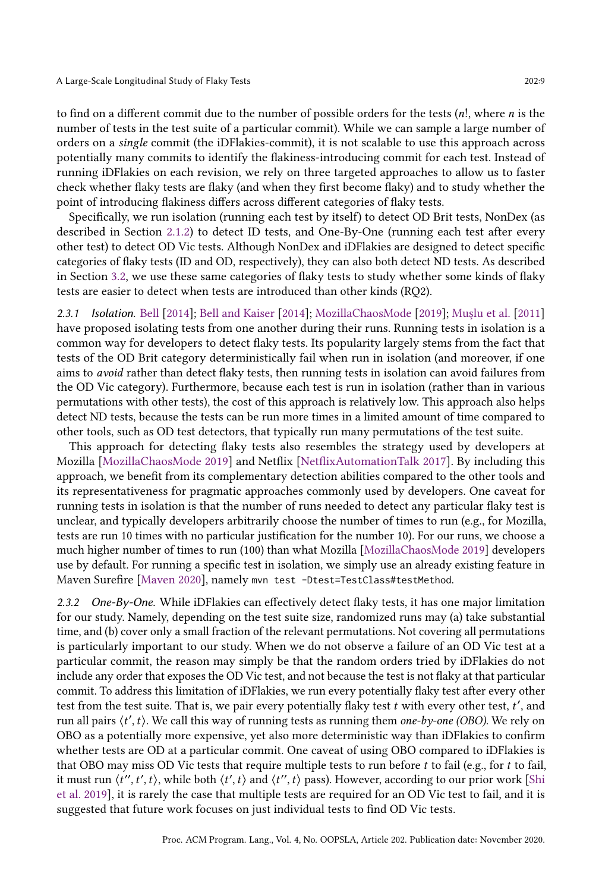to find on a different commit due to the number of possible orders for the tests ($n!$, where $n$ is the number of tests in the test suite of a particular commit). While we can sample a large number of orders on a *single* commit (the iDFlakies-commit), it is not scalable to use this approach across potentially many commits to identify the flakiness-introducing commit for each test. Instead of running iDFlakies on each revision, we rely on three targeted approaches to allow us to faster check whether flaky tests are flaky (and when they first become flaky) and to study whether the point of introducing flakiness differs across different categories of flaky tests.

Specifically, we run isolation (running each test by itself) to detect OD Brit tests, NonDex (as described in Section 2.1.2) to detect ID tests, and One-By-One (running each test after every other test) to detect OD Vic tests. Although NonDex and iDFlakies are designed to detect specific categories of flaky tests (ID and OD, respectively), they can also both detect ND tests. As described in Section 3.2, we use these same categories of flaky tests to study whether some kinds of flaky tests are easier to detect when tests are introduced than other kinds (RQ2).

#### 2.3.1 *Isolation.*

Bell [2014]; Bell and Kaiser [2014]; MozillaChaosMode [2019]; Muşlu et al. [2011] have proposed isolating tests from one another during their runs. Running tests in isolation is a common way for developers to detect flaky tests. Its popularity largely stems from the fact that tests of the OD Brit category deterministically fail when run in isolation (and moreover, if one aims to *avoid* rather than detect flaky tests, then running tests in isolation can avoid failures from the OD Vic category). Furthermore, because each test is run in isolation (rather than in various permutations with other tests), the cost of this approach is relatively low. This approach also helps detect ND tests, because the tests can be run more times in a limited amount of time compared to other tools, such as OD test detectors, that typically run many permutations of the test suite.

This approach for detecting flaky tests also resembles the strategy used by developers at Mozilla [MozillaChaosMode 2019] and Netflix [NetflixAutomationTalk 2017]. By including this approach, we benefit from its complementary detection abilities compared to the other tools and its representativeness for pragmatic approaches commonly used by developers. One caveat for running tests in isolation is that the number of runs needed to detect any particular flaky test is unclear, and typically developers arbitrarily choose the number of times to run (e.g., for Mozilla, tests are run 10 times with no particular justification for the number 10). For our runs, we choose a much higher number of times to run (100) than what Mozilla [MozillaChaosMode 2019] developers use by default. For running a specific test in isolation, we simply use an already existing feature in Maven Surefire [Maven 2020], namely `mvn test -Dtest=TestClass#testMethod`.

#### 2.3.2 *One-By-One.*

While iDFlakies can effectively detect flaky tests, it has one major limitation for our study. Namely, depending on the test suite size, randomized runs may (a) take substantial time, and (b) cover only a small fraction of the relevant permutations. Not covering all permutations is particularly important to our study. When we do not observe a failure of an OD Vic test at a particular commit, the reason may simply be that the random orders tried by iDFlakies do not include any order that exposes the OD Vic test, and not because the test is not flaky at that particular commit. To address this limitation of iDFlakies, we run every potentially flaky test after every other test from the test suite. That is, we pair every potentially flaky test $t$ with every other test, $t'$, and run all pairs $\langle t', t\rangle$. We call this way of running tests as running them *one-by-one (OBO)*. We rely on OBO as a potentially more expensive, yet also more deterministic way than iDFlakies to confirm whether tests are OD at a particular commit. One caveat of using OBO compared to iDFlakies is that OBO may miss OD Vic tests that require multiple tests to run before $t$ to fail (e.g., for $t$ to fail, it must run $\langle t'', t', t\rangle$, while both $\langle t', t\rangle$ and $\langle t'', t\rangle$ pass). However, according to our prior work [Shi et al. 2019], it is rarely the case that multiple tests are required for an OD Vic test to fail, and it is suggested that future work focuses on just individual tests to find OD Vic tests.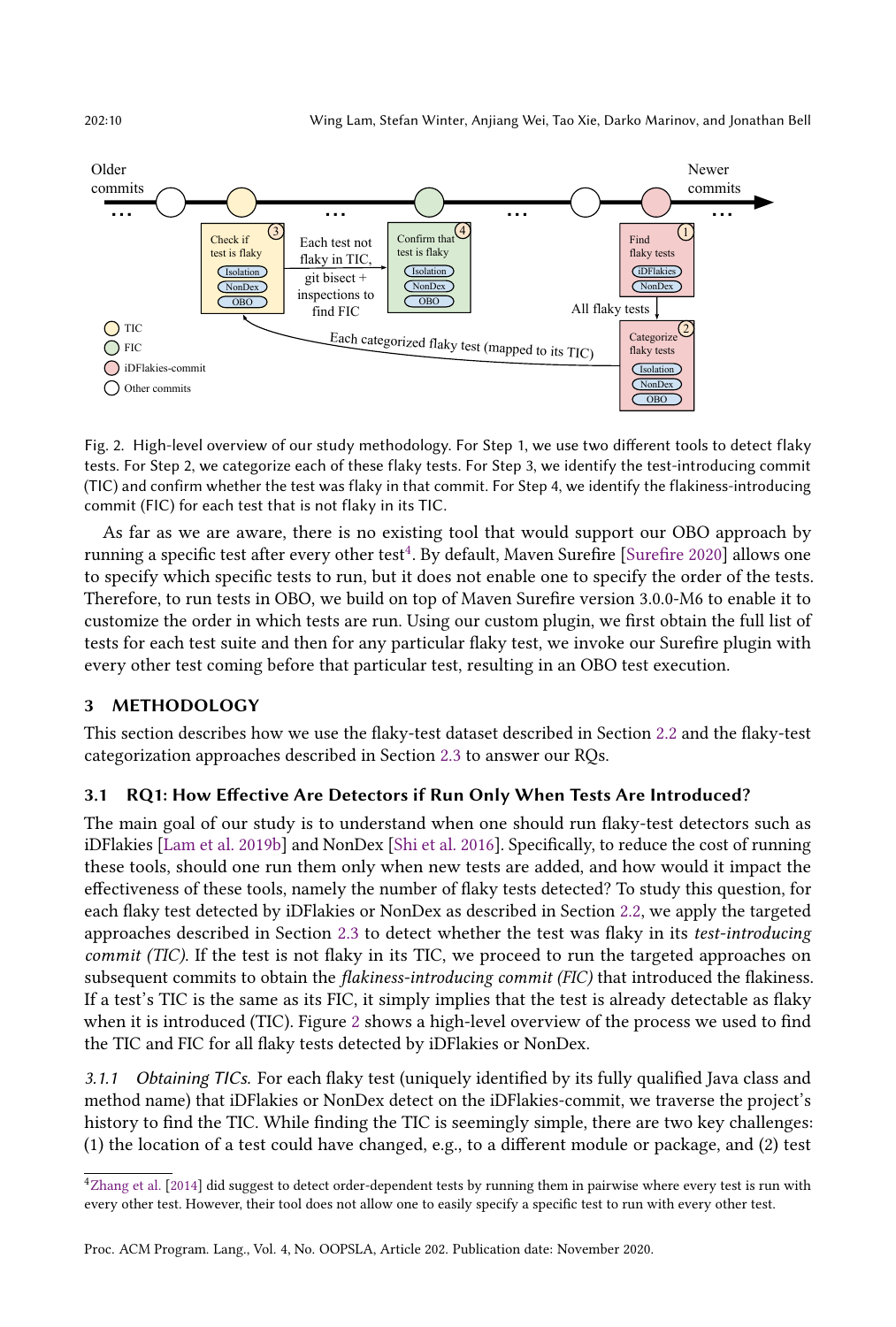Fig. 2. High-level overview of our study methodology. For Step 1, we use two different tools to detect flaky tests. For Step 2, we categorize each of these flaky tests. For Step 3, we identify the test-introducing commit (TIC) and confirm whether the test was flaky in that commit. For Step 4, we identify the flakiness-introducing commit (FIC) for each test that is not flaky in its TIC.

As far as we are aware, there is no existing tool that would support our OBO approach by running a specific test after every other test[4]. By default, Maven Surefire [Surefire 2020] allows one to specify which specific tests to run, but it does not enable one to specify the order of the tests. Therefore, to run tests in OBO, we build on top of Maven Surefire version 3.0.0-M6 to enable it to customize the order in which tests are run. Using our custom plugin, we first obtain the full list of tests for each test suite and then for any particular flaky test, we invoke our Surefire plugin with every other test coming before that particular test, resulting in an OBO test execution.

## 3 METHODOLOGY

This section describes how we use the flaky-test dataset described in Section 2.2 and the flaky-test categorization approaches described in Section 2.3 to answer our RQs.

### 3.1 RQ1: How Effective Are Detectors if Run Only When Tests Are Introduced?

The main goal of our study is to understand when one should run flaky-test detectors such as iDFlakies [Lam et al. 2019b] and NonDex [Shi et al. 2016]. Specifically, to reduce the cost of running these tools, should one run them only when new tests are added, and how would it impact the effectiveness of these tools, namely the number of flaky tests detected? To study this question, for each flaky test detected by iDFlakies or NonDex as described in Section 2.2, we apply the targeted approaches described in Section 2.3 to detect whether the test was flaky in its *test-introducing commit (TIC)*. If the test is not flaky in its TIC, we proceed to run the targeted approaches on subsequent commits to obtain the *flakiness-introducing commit (FIC)* that introduced the flakiness. If a test's TIC is the same as its FIC, it simply implies that the test is already detectable as flaky when it is introduced (TIC). Figure 2 shows a high-level overview of the process we used to find the TIC and FIC for all flaky tests detected by iDFlakies or NonDex.

*3.1.1 Obtaining TICs.* For each flaky test (uniquely identified by its fully qualified Java class and method name) that iDFlakies or NonDex detect on the iDFlakies-commit, we traverse the project's history to find the TIC. While finding the TIC is seemingly simple, there are two key challenges: (1) the location of a test could have changed, e.g., to a different module or package, and (2) test

[4] Zhang et al. [2014] did suggest to detect order-dependent tests by running them in pairwise where every test is run with every other test. However, their tool does not allow one to easily specify a specific test to run with every other test.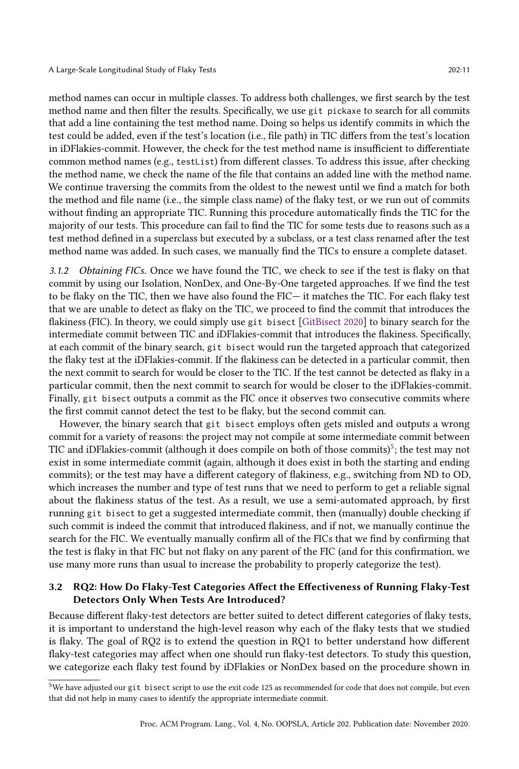method names can occur in multiple classes. To address both challenges, we first search by the test method name and then filter the results. Specifically, we use `git pickaxe` to search for all commits that add a line containing the test method name. Doing so helps us identify commits in which the test could be added, even if the test's location (i.e., file path) in TIC differs from the test's location in iDFlakies-commit. However, the check for the test method name is insufficient to differentiate common method names (e.g., `testList`) from different classes. To address this issue, after checking the method name, we check the name of the file that contains an added line with the method name. We continue traversing the commits from the oldest to the newest until we find a match for both the method and file name (i.e., the simple class name) of the flaky test, or we run out of commits without finding an appropriate TIC. Running this procedure automatically finds the TIC for the majority of our tests. This procedure can fail to find the TIC for some tests due to reasons such as a test method defined in a superclass but executed by a subclass, or a test class renamed after the test method name was added. In such cases, we manually find the TICs to ensure a complete dataset.

*3.1.2 Obtaining FICs.* Once we have found the TIC, we check to see if the test is flaky on that commit by using our Isolation, NonDex, and One-By-One targeted approaches. If we find the test to be flaky on the TIC, then we have also found the FIC— it matches the TIC. For each flaky test that we are unable to detect as flaky on the TIC, we proceed to find the commit that introduces the flakiness (FIC). In theory, we could simply use `git bisect` [GitBisect 2020] to binary search for the intermediate commit between TIC and iDFlakies-commit that introduces the flakiness. Specifically, at each commit of the binary search, `git bisect` would run the targeted approach that categorized the flaky test at the iDFlakies-commit. If the flakiness can be detected in a particular commit, then the next commit to search for would be closer to the TIC. If the test cannot be detected as flaky in a particular commit, then the next commit to search for would be closer to the iDFlakies-commit. Finally, `git bisect` outputs a commit as the FIC once it observes two consecutive commits where the first commit cannot detect the test to be flaky, but the second commit can.

However, the binary search that `git bisect` employs often gets misled and outputs a wrong commit for a variety of reasons: the project may not compile at some intermediate commit between TIC and iDFlakies-commit (although it does compile on both of those commits)[5]; the test may not exist in some intermediate commit (again, although it does exist in both the starting and ending commits); or the test may have a different category of flakiness, e.g., switching from ND to OD, which increases the number and type of test runs that we need to perform to get a reliable signal about the flakiness status of the test. As a result, we use a semi-automated approach, by first running `git bisect` to get a suggested intermediate commit, then (manually) double checking if such commit is indeed the commit that introduced flakiness, and if not, we manually continue the search for the FIC. We eventually manually confirm all of the FICs that we find by confirming that the test is flaky in that FIC but not flaky on any parent of the FIC (and for this confirmation, we use many more runs than usual to increase the probability to properly categorize the test).

## 3.2 RQ2: How Do Flaky-Test Categories Affect the Effectiveness of Running Flaky-Test Detectors Only When Tests Are Introduced?

Because different flaky-test detectors are better suited to detect different categories of flaky tests, it is important to understand the high-level reason why each of the flaky tests that we studied is flaky. The goal of RQ2 is to extend the question in RQ1 to better understand how different flaky-test categories may affect when one should run flaky-test detectors. To study this question, we categorize each flaky test found by iDFlakies or NonDex based on the procedure shown in

[5]We have adjusted our `git bisect` script to use the exit code 125 as recommended for code that does not compile, but even that did not help in many cases to identify the appropriate intermediate commit.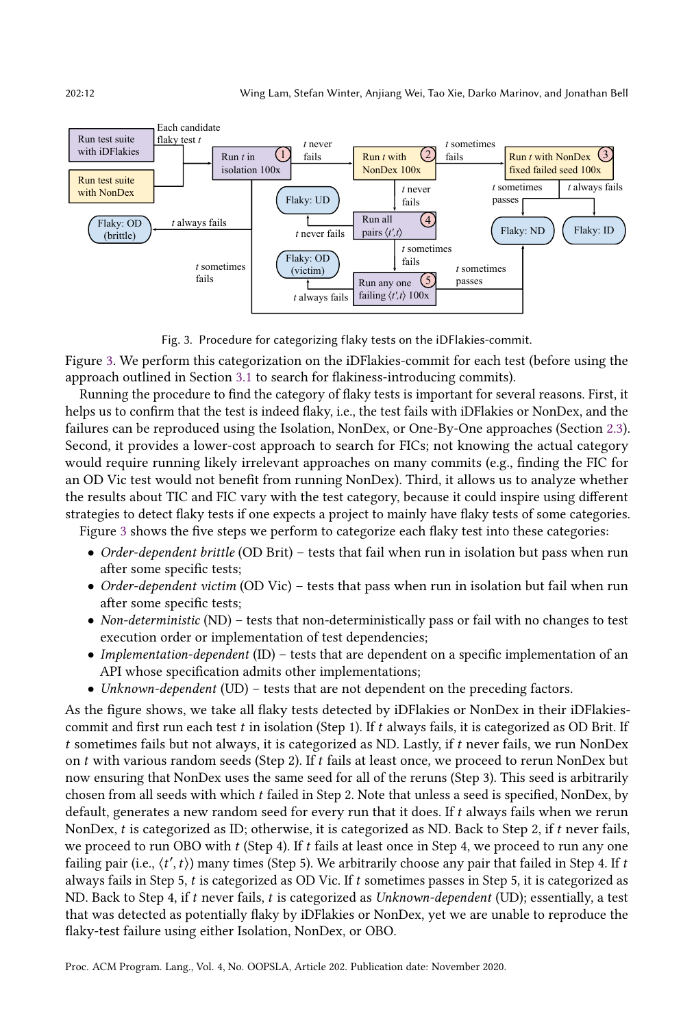Fig. 3. Procedure for categorizing flaky tests on the iDFlakies-commit.

Figure 3. We perform this categorization on the iDFlakies-commit for each test (before using the approach outlined in Section 3.1 to search for flakiness-introducing commits).

Running the procedure to find the category of flaky tests is important for several reasons. First, it helps us to confirm that the test is indeed flaky, i.e., the test fails with iDFlakies or NonDex, and the failures can be reproduced using the Isolation, NonDex, or One-By-One approaches (Section 2.3). Second, it provides a lower-cost approach to search for FICs; not knowing the actual category would require running likely irrelevant approaches on many commits (e.g., finding the FIC for an OD Vic test would not benefit from running NonDex). Third, it allows us to analyze whether the results about TIC and FIC vary with the test category, because it could inspire using different strategies to detect flaky tests if one expects a project to mainly have flaky tests of some categories.

Figure 3 shows the five steps we perform to categorize each flaky test into these categories:

- *Order-dependent brittle* (OD Brit) – tests that fail when run in isolation but pass when run after some specific tests;
- *Order-dependent victim* (OD Vic) – tests that pass when run in isolation but fail when run after some specific tests;
- *Non-deterministic* (ND) – tests that non-deterministically pass or fail with no changes to test execution order or implementation of test dependencies;
- *Implementation-dependent* (ID) – tests that are dependent on a specific implementation of an API whose specification admits other implementations;
- *Unknown-dependent* (UD) – tests that are not dependent on the preceding factors.

As the figure shows, we take all flaky tests detected by iDFlakies or NonDex in their iDFlakies-commit and first run each test $t$ in isolation (Step 1). If $t$ always fails, it is categorized as OD Brit. If $t$ sometimes fails but not always, it is categorized as ND. Lastly, if $t$ never fails, we run NonDex on $t$ with various random seeds (Step 2). If $t$ fails at least once, we proceed to rerun NonDex but now ensuring that NonDex uses the same seed for all of the reruns (Step 3). This seed is arbitrarily chosen from all seeds with which $t$ failed in Step 2. Note that unless a seed is specified, NonDex, by default, generates a new random seed for every run that it does. If $t$ always fails when we rerun NonDex, $t$ is categorized as ID; otherwise, it is categorized as ND. Back to Step 2, if $t$ never fails, we proceed to run OBO with $t$ (Step 4). If $t$ fails at least once in Step 4, we proceed to run any one failing pair (i.e., $\langle t', t \rangle$) many times (Step 5). We arbitrarily choose any pair that failed in Step 4. If $t$ always fails in Step 5, $t$ is categorized as OD Vic. If $t$ sometimes passes in Step 5, it is categorized as ND. Back to Step 4, if $t$ never fails, $t$ is categorized as *Unknown-dependent* (UD); essentially, a test that was detected as potentially flaky by iDFlakies or NonDex, yet we are unable to reproduce the flaky-test failure using either Isolation, NonDex, or OBO.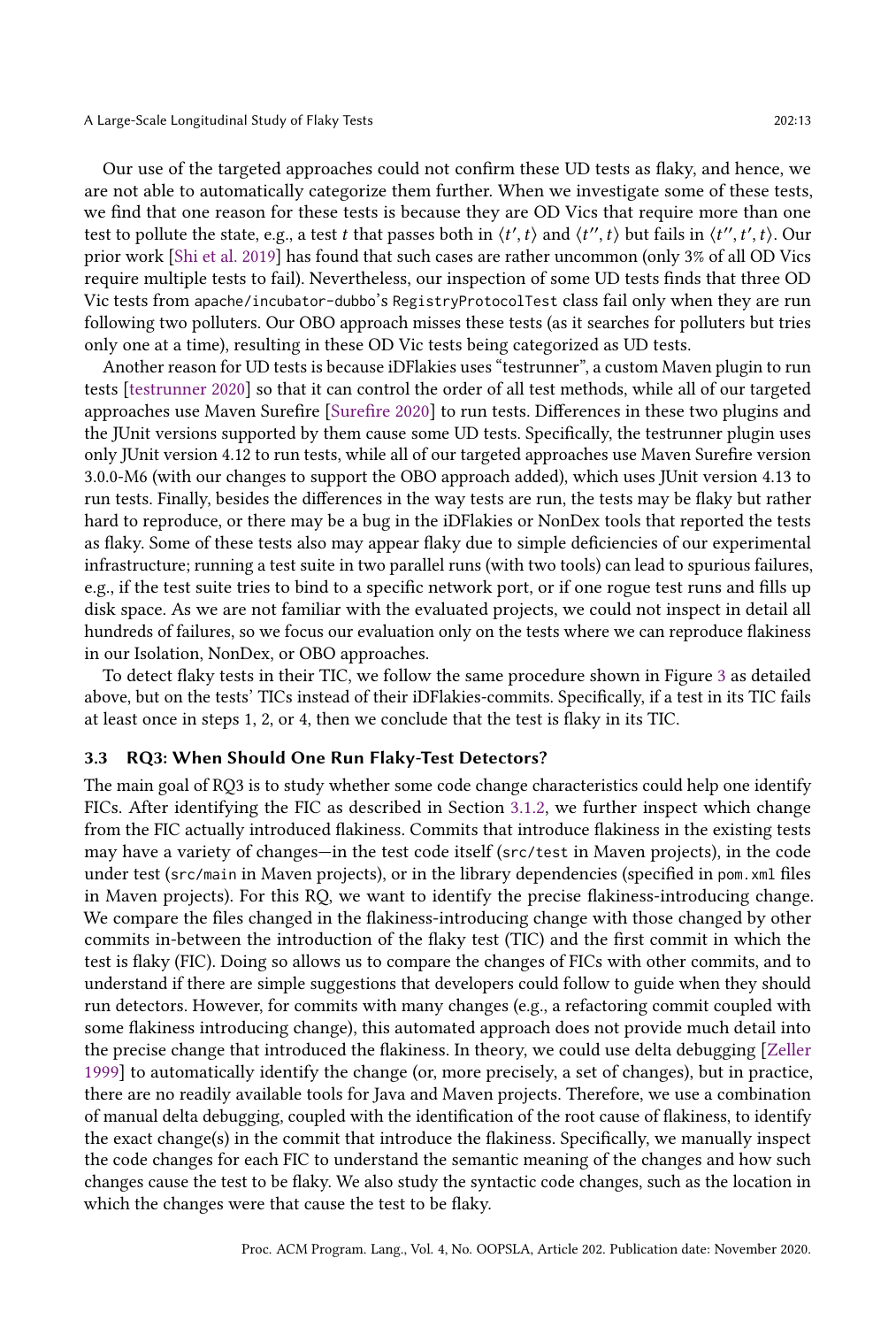Our use of the targeted approaches could not confirm these UD tests as flaky, and hence, we are not able to automatically categorize them further. When we investigate some of these tests, we find that one reason for these tests is because they are OD Vics that require more than one test to pollute the state, e.g., a test $t$ that passes both in $\langle t', t \rangle$ and $\langle t'', t \rangle$ but fails in $\langle t'', t', t \rangle$. Our prior work [Shi et al. 2019] has found that such cases are rather uncommon (only 3% of all OD Vics require multiple tests to fail). Nevertheless, our inspection of some UD tests finds that three OD Vic tests from `apache/incubator-dubbo`'s `RegistryProtocolTest` class fail only when they are run following two polluters. Our OBO approach misses these tests (as it searches for polluters but tries only one at a time), resulting in these OD Vic tests being categorized as UD tests.

Another reason for UD tests is because iDFlakies uses "testrunner", a custom Maven plugin to run tests [testrunner 2020] so that it can control the order of all test methods, while all of our targeted approaches use Maven Surefire [Surefire 2020] to run tests. Differences in these two plugins and the JUnit versions supported by them cause some UD tests. Specifically, the testrunner plugin uses only JUnit version 4.12 to run tests, while all of our targeted approaches use Maven Surefire version 3.0.0-M6 (with our changes to support the OBO approach added), which uses JUnit version 4.13 to run tests. Finally, besides the differences in the way tests are run, the tests may be flaky but rather hard to reproduce, or there may be a bug in the iDFlakies or NonDex tools that reported the tests as flaky. Some of these tests also may appear flaky due to simple deficiencies of our experimental infrastructure; running a test suite in two parallel runs (with two tools) can lead to spurious failures, e.g., if the test suite tries to bind to a specific network port, or if one rogue test runs and fills up disk space. As we are not familiar with the evaluated projects, we could not inspect in detail all hundreds of failures, so we focus our evaluation only on the tests where we can reproduce flakiness in our Isolation, NonDex, or OBO approaches.

To detect flaky tests in their TIC, we follow the same procedure shown in Figure 3 as detailed above, but on the tests' TICs instead of their iDFlakies-commits. Specifically, if a test in its TIC fails at least once in steps 1, 2, or 4, then we conclude that the test is flaky in its TIC.

### 3.3 RQ3: When Should One Run Flaky-Test Detectors?

The main goal of RQ3 is to study whether some code change characteristics could help one identify FICs. After identifying the FIC as described in Section 3.1.2, we further inspect which change from the FIC actually introduced flakiness. Commits that introduce flakiness in the existing tests may have a variety of changes—in the test code itself (`src/test` in Maven projects), in the code under test (`src/main` in Maven projects), or in the library dependencies (specified in `pom.xml` files in Maven projects). For this RQ, we want to identify the precise flakiness-introducing change. We compare the files changed in the flakiness-introducing change with those changed by other commits in-between the introduction of the flaky test (TIC) and the first commit in which the test is flaky (FIC). Doing so allows us to compare the changes of FICs with other commits, and to understand if there are simple suggestions that developers could follow to guide when they should run detectors. However, for commits with many changes (e.g., a refactoring commit coupled with some flakiness introducing change), this automated approach does not provide much detail into the precise change that introduced the flakiness. In theory, we could use delta debugging [Zeller 1999] to automatically identify the change (or, more precisely, a set of changes), but in practice, there are no readily available tools for Java and Maven projects. Therefore, we use a combination of manual delta debugging, coupled with the identification of the root cause of flakiness, to identify the exact change(s) in the commit that introduce the flakiness. Specifically, we manually inspect the code changes for each FIC to understand the semantic meaning of the changes and how such changes cause the test to be flaky. We also study the syntactic code changes, such as the location in which the changes were that cause the test to be flaky.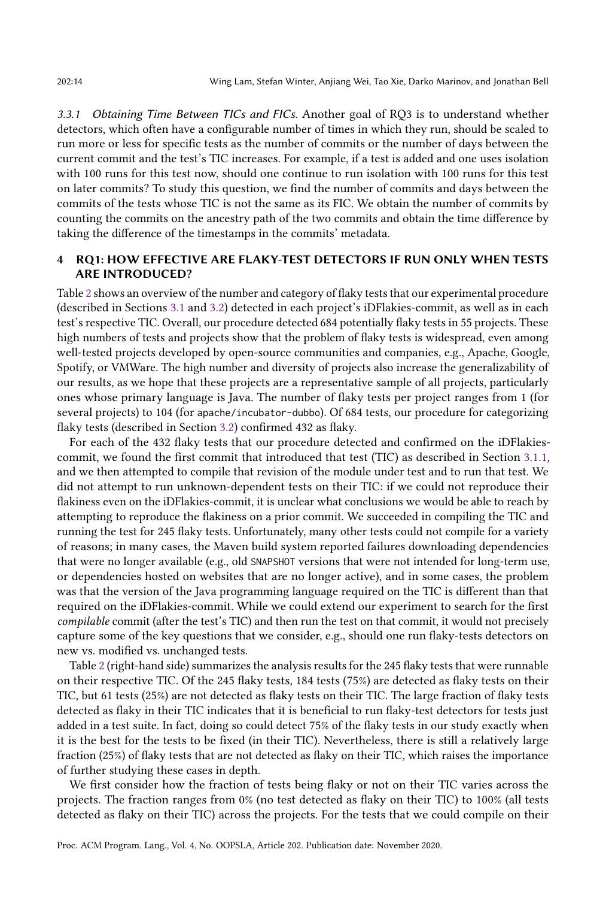#### 3.3.1 *Obtaining Time Between TICs and FICs.*

Another goal of RQ3 is to understand whether detectors, which often have a configurable number of times in which they run, should be scaled to run more or less for specific tests as the number of commits or the number of days between the current commit and the test's TIC increases. For example, if a test is added and one uses isolation with 100 runs for this test now, should one continue to run isolation with 100 runs for this test on later commits? To study this question, we find the number of commits and days between the commits of the tests whose TIC is not the same as its FIC. We obtain the number of commits by counting the commits on the ancestry path of the two commits and obtain the time difference by taking the difference of the timestamps in the commits' metadata.

## 4 RQ1: HOW EFFECTIVE ARE FLAKY-TEST DETECTORS IF RUN ONLY WHEN TESTS ARE INTRODUCED?

Table 2 shows an overview of the number and category of flaky tests that our experimental procedure (described in Sections 3.1 and 3.2) detected in each project's iDFlakies-commit, as well as in each test's respective TIC. Overall, our procedure detected 684 potentially flaky tests in 55 projects. These high numbers of tests and projects show that the problem of flaky tests is widespread, even among well-tested projects developed by open-source communities and companies, e.g., Apache, Google, Spotify, or VMWare. The high number and diversity of projects also increase the generalizability of our results, as we hope that these projects are a representative sample of all projects, particularly ones whose primary language is Java. The number of flaky tests per project ranges from 1 (for several projects) to 104 (for `apache/incubator-dubbo`). Of 684 tests, our procedure for categorizing flaky tests (described in Section 3.2) confirmed 432 as flaky.

For each of the 432 flaky tests that our procedure detected and confirmed on the iDFlakies-commit, we found the first commit that introduced that test (TIC) as described in Section 3.1.1, and we then attempted to compile that revision of the module under test and to run that test. We did not attempt to run unknown-dependent tests on their TIC: if we could not reproduce their flakiness even on the iDFlakies-commit, it is unclear what conclusions we would be able to reach by attempting to reproduce the flakiness on a prior commit. We succeeded in compiling the TIC and running the test for 245 flaky tests. Unfortunately, many other tests could not compile for a variety of reasons; in many cases, the Maven build system reported failures downloading dependencies that were no longer available (e.g., old `SNAPSHOT` versions that were not intended for long-term use, or dependencies hosted on websites that are no longer active), and in some cases, the problem was that the version of the Java programming language required on the TIC is different than that required on the iDFlakies-commit. While we could extend our experiment to search for the first *compilable* commit (after the test's TIC) and then run the test on that commit, it would not precisely capture some of the key questions that we consider, e.g., should one run flaky-tests detectors on new vs. modified vs. unchanged tests.

Table 2 (right-hand side) summarizes the analysis results for the 245 flaky tests that were runnable on their respective TIC. Of the 245 flaky tests, 184 tests (75%) are detected as flaky tests on their TIC, but 61 tests (25%) are not detected as flaky tests on their TIC. The large fraction of flaky tests detected as flaky in their TIC indicates that it is beneficial to run flaky-test detectors for tests just added in a test suite. In fact, doing so could detect 75% of the flaky tests in our study exactly when it is the best for the tests to be fixed (in their TIC). Nevertheless, there is still a relatively large fraction (25%) of flaky tests that are not detected as flaky on their TIC, which raises the importance of further studying these cases in depth.

We first consider how the fraction of tests being flaky or not on their TIC varies across the projects. The fraction ranges from 0% (no test detected as flaky on their TIC) to 100% (all tests detected as flaky on their TIC) across the projects. For the tests that we could compile on their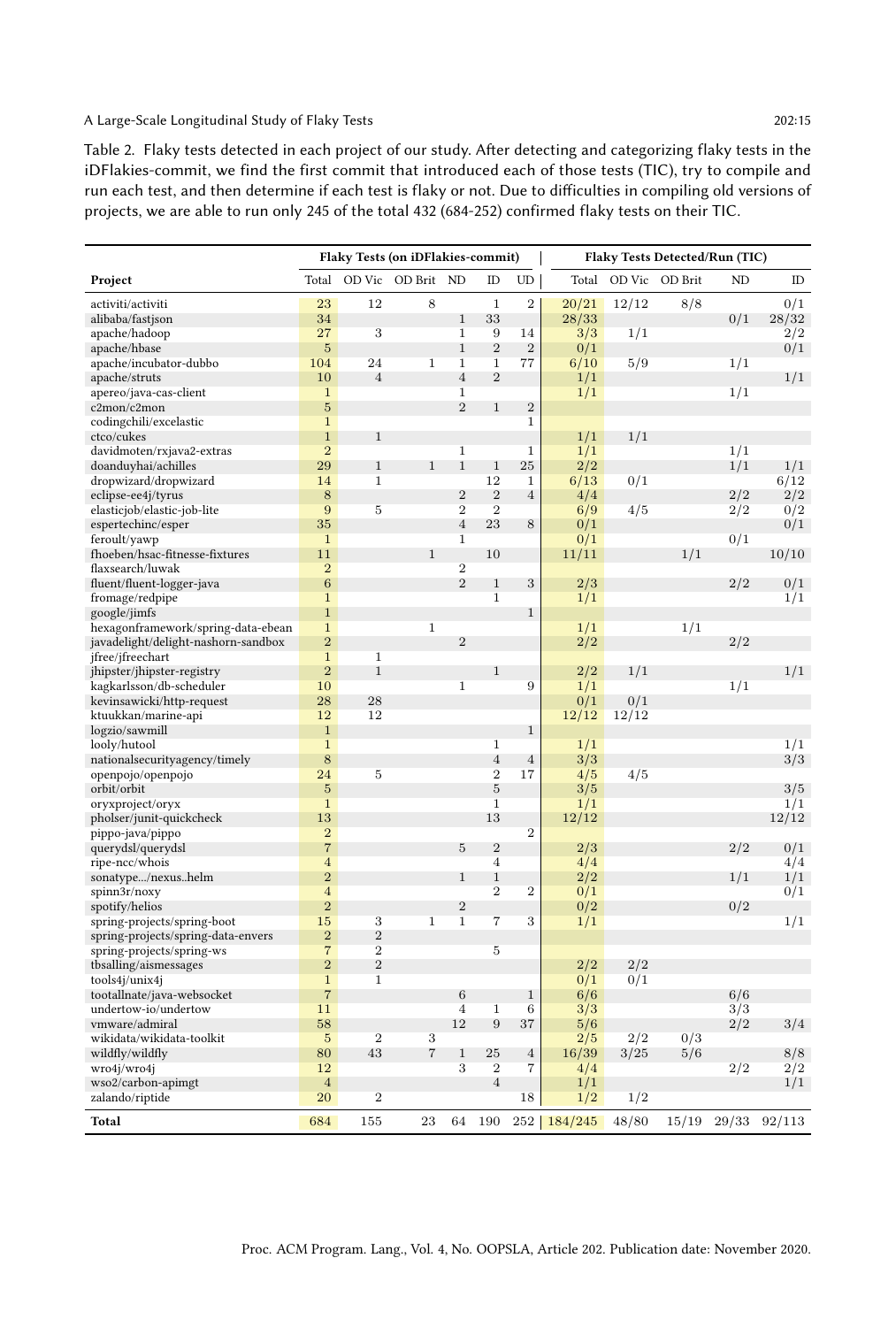Table 2. Flaky tests detected in each project of our study. After detecting and categorizing flaky tests in the iDFlakies-commit, we find the first commit that introduced each of those tests (TIC), try to compile and run each test, and then determine if each test is flaky or not. Due to difficulties in compiling old versions of projects, we are able to run only 245 of the total 432 (684-252) confirmed flaky tests on their TIC.

| | Flaky Tests (on iDFlakies-commit) | | | | | | Flaky Tests Detected/Run (TIC) | | | | |
|---|---|---|---|---|---|---|---|---|---|---|---|
| **Project** | Total | OD Vic | OD Brit | ND | ID | UD | Total | OD Vic | OD Brit | ND | ID |
| activiti/activiti | 23 | 12 | 8 | | 1 | 2 | 20/21 | 12/12 | 8/8 | | 0/1 |
| alibaba/fastjson | 34 | | | 1 | 33 | | 28/33 | | | 0/1 | 28/32 |
| apache/hadoop | 27 | 3 | | 1 | 9 | 14 | 3/3 | 1/1 | | | 2/2 |
| apache/hbase | 5 | | | 1 | 2 | 2 | 0/1 | | | | 0/1 |
| apache/incubator-dubbo | 104 | 24 | 1 | 1 | 1 | 77 | 6/10 | 5/9 | | 1/1 | |
| apache/struts | 10 | 4 | | 4 | 2 | | 1/1 | | | | 1/1 |
| apereo/java-cas-client | 1 | | | 1 | | | 1/1 | | | 1/1 | |
| c2mon/c2mon | 5 | | | 2 | 1 | 2 | | | | | |
| codingchili/excelastic | 1 | | | | | 1 | | | | | |
| ctco/cukes | 1 | 1 | | | | | 1/1 | 1/1 | | | |
| davidmoten/rxjava2-extras | 2 | | | 1 | | 1 | 1/1 | | | 1/1 | |
| doanduyhai/achilles | 29 | 1 | 1 | 1 | 1 | 25 | 2/2 | | | 1/1 | 1/1 |
| dropwizard/dropwizard | 14 | 1 | | | 12 | 1 | 6/13 | 0/1 | | | 6/12 |
| eclipse-ee4j/tyrus | 8 | | | 2 | 2 | 4 | 4/4 | | | 2/2 | 2/2 |
| elasticjob/elastic-job-lite | 9 | 5 | | 2 | 2 | | 6/9 | 4/5 | | 2/2 | 0/2 |
| espertechinc/esper | 35 | | | 4 | 23 | 8 | 0/1 | | | | 0/1 |
| feroult/yawp | 1 | | | 1 | | | 0/1 | | | 0/1 | |
| fhoeben/hsac-fitnesse-fixtures | 11 | | 1 | | 10 | | 11/11 | | 1/1 | | 10/10 |
| flaxsearch/luwak | 2 | | | 2 | | | | | | | |
| fluent/fluent-logger-java | 6 | | | 2 | 1 | 3 | 2/3 | | | 2/2 | 0/1 |
| fromage/redpipe | 1 | | | | 1 | | 1/1 | | | | 1/1 |
| google/jimfs | 1 | | | | | 1 | | | | | |
| hexagonframework/spring-data-ebean | 1 | | 1 | | | | 1/1 | | 1/1 | | |
| javadelight/delight-nashorn-sandbox | 2 | | | 2 | | | 2/2 | | | 2/2 | |
| jfree/jfreechart | 1 | 1 | | | | | | | | | |
| jhipster/jhipster-registry | 2 | 1 | | | 1 | | 2/2 | 1/1 | | | 1/1 |
| kagkarlsson/db-scheduler | 10 | | | 1 | | 9 | 1/1 | | | 1/1 | |
| kevinsawicki/http-request | 28 | 28 | | | | | 0/1 | 0/1 | | | |
| ktuukkan/marine-api | 12 | 12 | | | | | 12/12 | 12/12 | | | |
| logzio/sawmill | 1 | | | | | 1 | | | | | |
| looly/hutool | 1 | | | | 1 | | 1/1 | | | | 1/1 |
| nationalsecurityagency/timely | 8 | | | | 4 | 4 | 3/3 | | | | 3/3 |
| openpojo/openpojo | 24 | 5 | | | 2 | 17 | 4/5 | 4/5 | | | |
| orbit/orbit | 5 | | | | 5 | | 3/5 | | | | 3/5 |
| oryxproject/oryx | 1 | | | | 1 | | 1/1 | | | | 1/1 |
| pholser/junit-quickcheck | 13 | | | | 13 | | 12/12 | | | | 12/12 |
| pippo-java/pippo | 2 | | | | | 2 | | | | | |
| querydsl/querydsl | 7 | | | 5 | 2 | | 2/3 | | | 2/2 | 0/1 |
| ripe-ncc/whois | 4 | | | | 4 | | 4/4 | | | | 4/4 |
| sonatype.../nexus..helm | 2 | | | 1 | 1 | | 2/2 | | | 1/1 | 1/1 |
| spinn3r/noxy | 4 | | | | 2 | 2 | 0/1 | | | | 0/1 |
| spotify/helios | 2 | | | 2 | | | 0/2 | | | 0/2 | |
| spring-projects/spring-boot | 15 | 3 | 1 | 1 | 7 | 3 | 1/1 | | | | 1/1 |
| spring-projects/spring-data-envers | 2 | 2 | | | | | | | | | |
| spring-projects/spring-ws | 7 | 2 | | | 5 | | | | | | |
| tbsalling/aismessages | 2 | 2 | | | | | 2/2 | 2/2 | | | |
| tools4j/unix4j | 1 | 1 | | | | | 0/1 | 0/1 | | | |
| tootallnate/java-websocket | 7 | | | 6 | | 1 | 6/6 | | | 6/6 | |
| undertow-io/undertow | 11 | | | 4 | 1 | 6 | 3/3 | | | 3/3 | |
| vmware/admiral | 58 | | | 12 | 9 | 37 | 5/6 | | | 2/2 | 3/4 |
| wikidata/wikidata-toolkit | 5 | 2 | 3 | | | | 2/5 | 2/2 | 0/3 | | |
| wildfly/wildfly | 80 | 43 | 7 | 1 | 25 | 4 | 16/39 | 3/25 | 5/6 | | 8/8 |
| wro4j/wro4j | 12 | | | 3 | 2 | 7 | 4/4 | | | 2/2 | 2/2 |
| wso2/carbon-apimgt | 4 | | | | 4 | | 1/1 | | | | 1/1 |
| zalando/riptide | 20 | 2 | | | | 18 | 1/2 | 1/2 | | | |
| **Total** | 684 | 155 | 23 | 64 | 190 | 252 | 184/245 | 48/80 | 15/19 | 29/33 | 92/113 |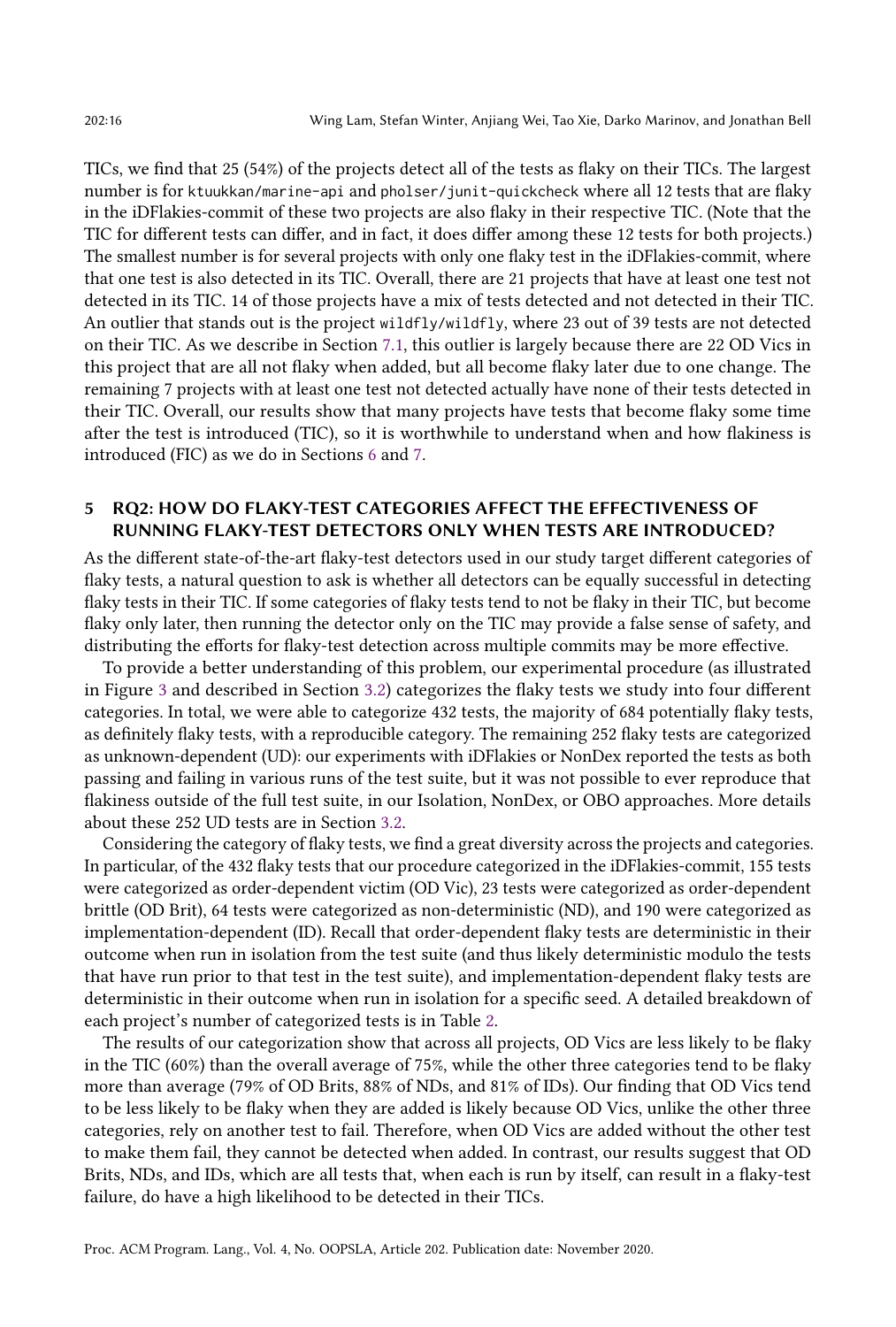TICs, we find that 25 (54%) of the projects detect all of the tests as flaky on their TICs. The largest number is for `ktuukkan/marine-api` and `pholser/junit-quickcheck` where all 12 tests that are flaky in the iDFlakies-commit of these two projects are also flaky in their respective TIC. (Note that the TIC for different tests can differ, and in fact, it does differ among these 12 tests for both projects.) The smallest number is for several projects with only one flaky test in the iDFlakies-commit, where that one test is also detected in its TIC. Overall, there are 21 projects that have at least one test not detected in its TIC. 14 of those projects have a mix of tests detected and not detected in their TIC. An outlier that stands out is the project `wildfly/wildfly`, where 23 out of 39 tests are not detected on their TIC. As we describe in Section 7.1, this outlier is largely because there are 22 OD Vics in this project that are all not flaky when added, but all become flaky later due to one change. The remaining 7 projects with at least one test not detected actually have none of their tests detected in their TIC. Overall, our results show that many projects have tests that become flaky some time after the test is introduced (TIC), so it is worthwhile to understand when and how flakiness is introduced (FIC) as we do in Sections 6 and 7.

# 5 RQ2: HOW DO FLAKY-TEST CATEGORIES AFFECT THE EFFECTIVENESS OF RUNNING FLAKY-TEST DETECTORS ONLY WHEN TESTS ARE INTRODUCED?

As the different state-of-the-art flaky-test detectors used in our study target different categories of flaky tests, a natural question to ask is whether all detectors can be equally successful in detecting flaky tests in their TIC. If some categories of flaky tests tend to not be flaky in their TIC, but become flaky only later, then running the detector only on the TIC may provide a false sense of safety, and distributing the efforts for flaky-test detection across multiple commits may be more effective.

To provide a better understanding of this problem, our experimental procedure (as illustrated in Figure 3 and described in Section 3.2) categorizes the flaky tests we study into four different categories. In total, we were able to categorize 432 tests, the majority of 684 potentially flaky tests, as definitely flaky tests, with a reproducible category. The remaining 252 flaky tests are categorized as unknown-dependent (UD): our experiments with iDFlakies or NonDex reported the tests as both passing and failing in various runs of the test suite, but it was not possible to ever reproduce that flakiness outside of the full test suite, in our Isolation, NonDex, or OBO approaches. More details about these 252 UD tests are in Section 3.2.

Considering the category of flaky tests, we find a great diversity across the projects and categories. In particular, of the 432 flaky tests that our procedure categorized in the iDFlakies-commit, 155 tests were categorized as order-dependent victim (OD Vic), 23 tests were categorized as order-dependent brittle (OD Brit), 64 tests were categorized as non-deterministic (ND), and 190 were categorized as implementation-dependent (ID). Recall that order-dependent flaky tests are deterministic in their outcome when run in isolation from the test suite (and thus likely deterministic modulo the tests that have run prior to that test in the test suite), and implementation-dependent flaky tests are deterministic in their outcome when run in isolation for a specific seed. A detailed breakdown of each project's number of categorized tests is in Table 2.

The results of our categorization show that across all projects, OD Vics are less likely to be flaky in the TIC (60%) than the overall average of 75%, while the other three categories tend to be flaky more than average (79% of OD Brits, 88% of NDs, and 81% of IDs). Our finding that OD Vics tend to be less likely to be flaky when they are added is likely because OD Vics, unlike the other three categories, rely on another test to fail. Therefore, when OD Vics are added without the other test to make them fail, they cannot be detected when added. In contrast, our results suggest that OD Brits, NDs, and IDs, which are all tests that, when each is run by itself, can result in a flaky-test failure, do have a high likelihood to be detected in their TICs.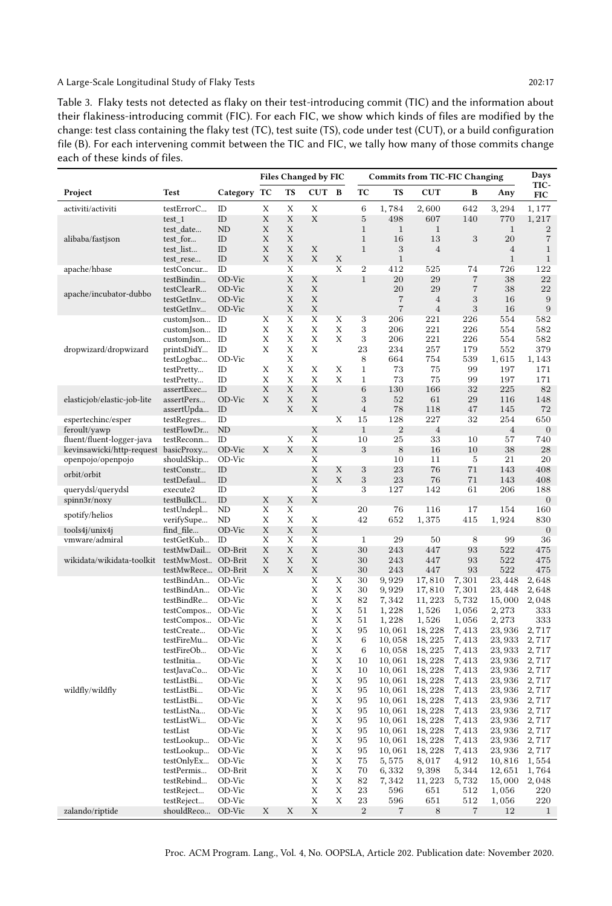Table 3. Flaky tests not detected as flaky on their test-introducing commit (TIC) and the information about their flakiness-introducing commit (FIC). For each FIC, we show which kinds of files are modified by the change: test class containing the flaky test (TC), test suite (TS), code under test (CUT), or a build configuration file (B). For each intervening commit between the TIC and FIC, we tally how many of those commits change each of these kinds of files.

| | | | Files Changed by FIC | | | | Commits from TIC-FIC Changing | | | | | Days |
|---|---|---|---|---|---|---|---|---|---|---|---|---|
| Project | Test | Category | TC | TS | CUT | B | TC | TS | CUT | B | Any | TIC-FIC |
| activiti/activiti | testErrorC... | ID | X | X | X | | 6 | 1,784 | 2,600 | 642 | 3,294 | 1,177 |
| alibaba/fastjson | test_1 | ID | X | X | X | | 5 | 498 | 607 | 140 | 770 | 1,217 |
| | test_date... | ND | X | X | | | 1 | 1 | 1 | | 1 | 2 |
| | test_for... | ID | X | X | | | 1 | 16 | 13 | 3 | 20 | 7 |
| | test_list... | ID | X | X | X | | 1 | 3 | 4 | | 4 | 1 |
| | test_rese... | ID | X | X | X | X | | 1 | | | 1 | 1 |
| apache/hbase | testConcur... | ID | | X | | X | 2 | 412 | 525 | 74 | 726 | 122 |
| apache/incubator-dubbo | testBindin... | OD-Vic | | X | X | | 1 | 20 | 29 | 7 | 38 | 22 |
| | testClearR... | OD-Vic | | X | X | | | 20 | 29 | 7 | 38 | 22 |
| | testGetInv... | OD-Vic | | X | X | | | 7 | 4 | 3 | 16 | 9 |
| | testGetInv... | OD-Vic | | X | X | | | 7 | 4 | 3 | 16 | 9 |
| dropwizard/dropwizard | customJson... | ID | X | X | X | X | 3 | 206 | 221 | 226 | 554 | 582 |
| | customJson... | ID | X | X | X | X | 3 | 206 | 221 | 226 | 554 | 582 |
| | customJson... | ID | X | X | X | X | 3 | 206 | 221 | 226 | 554 | 582 |
| | printsDidY... | ID | X | X | X | | 23 | 234 | 257 | 179 | 552 | 379 |
| | testLogbac... | OD-Vic | | X | | | 8 | 664 | 754 | 539 | 1,615 | 1,143 |
| | testPretty... | ID | X | X | X | X | 1 | 73 | 75 | 99 | 197 | 171 |
| | testPretty... | ID | X | X | X | X | 1 | 73 | 75 | 99 | 197 | 171 |
| elasticjob/elastic-job-lite | assertExec... | ID | X | X | X | | 6 | 130 | 166 | 32 | 225 | 82 |
| | assertPers... | OD-Vic | X | X | X | | 3 | 52 | 61 | 29 | 116 | 148 |
| | assertUpda... | ID | | X | X | | 4 | 78 | 118 | 47 | 145 | 72 |
| espertechinc/esper | testRegres... | ID | | | | X | 15 | 128 | 227 | 32 | 254 | 650 |
| feroult/yawp | testFlowDr... | ND | | | X | | 1 | 2 | 4 | | 4 | 0 |
| fluent/fluent-logger-java | testReconn... | ID | | X | X | | 10 | 25 | 33 | 10 | 57 | 740 |
| kevinsawicki/http-request | basicProxy... | OD-Vic | X | X | X | | 3 | 8 | 16 | 10 | 38 | 28 |
| openpojo/openpojo | shouldSkip... | OD-Vic | | | X | | | 10 | 11 | 5 | 21 | 20 |
| orbit/orbit | testConstr... | ID | | | X | X | 3 | 23 | 76 | 71 | 143 | 408 |
| | testDefaul... | ID | | | X | X | 3 | 23 | 76 | 71 | 143 | 408 |
| querydsl/querydsl | execute2 | ID | | | X | | 3 | 127 | 142 | 61 | 206 | 188 |
| spinn3r/noxy | testBulkCl... | ID | X | X | X | | | | | | | 0 |
| spotify/helios | testUndepl... | ND | X | X | | | 20 | 76 | 116 | 17 | 154 | 160 |
| | verifySupe... | ND | X | X | X | | 42 | 652 | 1,375 | 415 | 1,924 | 830 |
| tools4j/unix4j | find_file... | OD-Vic | X | X | X | | | | | | | 0 |
| vmware/admiral | testGetKub... | ID | X | X | X | | 1 | 29 | 50 | 8 | 99 | 36 |
| wikidata/wikidata-toolkit | testMwDail... | OD-Brit | X | X | X | | 30 | 243 | 447 | 93 | 522 | 475 |
| | testMwMost... | OD-Brit | X | X | X | | 30 | 243 | 447 | 93 | 522 | 475 |
| | testMwRece... | OD-Brit | X | X | X | | 30 | 243 | 447 | 93 | 522 | 475 |
| wildfly/wildfly | testBindAn... | OD-Vic | | | X | X | 30 | 9,929 | 17,810 | 7,301 | 23,448 | 2,648 |
| | testBindAn... | OD-Vic | | | X | X | 30 | 9,929 | 17,810 | 7,301 | 23,448 | 2,648 |
| | testBindRe... | OD-Vic | | | X | X | 82 | 7,342 | 11,223 | 5,732 | 15,000 | 2,048 |
| | testCompos... | OD-Vic | | | X | X | 51 | 1,228 | 1,526 | 1,056 | 2,273 | 333 |
| | testCompos... | OD-Vic | | | X | X | 51 | 1,228 | 1,526 | 1,056 | 2,273 | 333 |
| | testCreate... | OD-Vic | | | X | X | 95 | 10,061 | 18,228 | 7,413 | 23,936 | 2,717 |
| | testFireMu... | OD-Vic | | | X | X | 6 | 10,058 | 18,225 | 7,413 | 23,933 | 2,717 |
| | testFireOb... | OD-Vic | | | X | X | 6 | 10,058 | 18,225 | 7,413 | 23,933 | 2,717 |
| | testInitia... | OD-Vic | | | X | X | 10 | 10,061 | 18,228 | 7,413 | 23,936 | 2,717 |
| | testJavaCo... | OD-Vic | | | X | X | 10 | 10,061 | 18,228 | 7,413 | 23,936 | 2,717 |
| | testListBi... | OD-Vic | | | X | X | 95 | 10,061 | 18,228 | 7,413 | 23,936 | 2,717 |
| | testListBi... | OD-Vic | | | X | X | 95 | 10,061 | 18,228 | 7,413 | 23,936 | 2,717 |
| | testListBi... | OD-Vic | | | X | X | 95 | 10,061 | 18,228 | 7,413 | 23,936 | 2,717 |
| | testListNa... | OD-Vic | | | X | X | 95 | 10,061 | 18,228 | 7,413 | 23,936 | 2,717 |
| | testListWi... | OD-Vic | | | X | X | 95 | 10,061 | 18,228 | 7,413 | 23,936 | 2,717 |
| | testList | OD-Vic | | | X | X | 95 | 10,061 | 18,228 | 7,413 | 23,936 | 2,717 |
| | testLookup... | OD-Vic | | | X | X | 95 | 10,061 | 18,228 | 7,413 | 23,936 | 2,717 |
| | testLookup... | OD-Vic | | | X | X | 95 | 10,061 | 18,228 | 7,413 | 23,936 | 2,717 |
| | testOnlyEx... | OD-Vic | | | X | X | 75 | 5,575 | 8,017 | 4,912 | 10,816 | 1,554 |
| | testPermis... | OD-Brit | | | X | X | 70 | 6,332 | 9,398 | 5,344 | 12,651 | 1,764 |
| | testRebind... | OD-Vic | | | X | X | 82 | 7,342 | 11,223 | 5,732 | 15,000 | 2,048 |
| | testReject... | OD-Vic | | | X | X | 23 | 596 | 651 | 512 | 1,056 | 220 |
| | testReject... | OD-Vic | | | X | X | 23 | 596 | 651 | 512 | 1,056 | 220 |
| zalando/riptide | shouldReco... | OD-Vic | X | X | X | | 2 | 7 | 8 | 7 | 12 | 1 |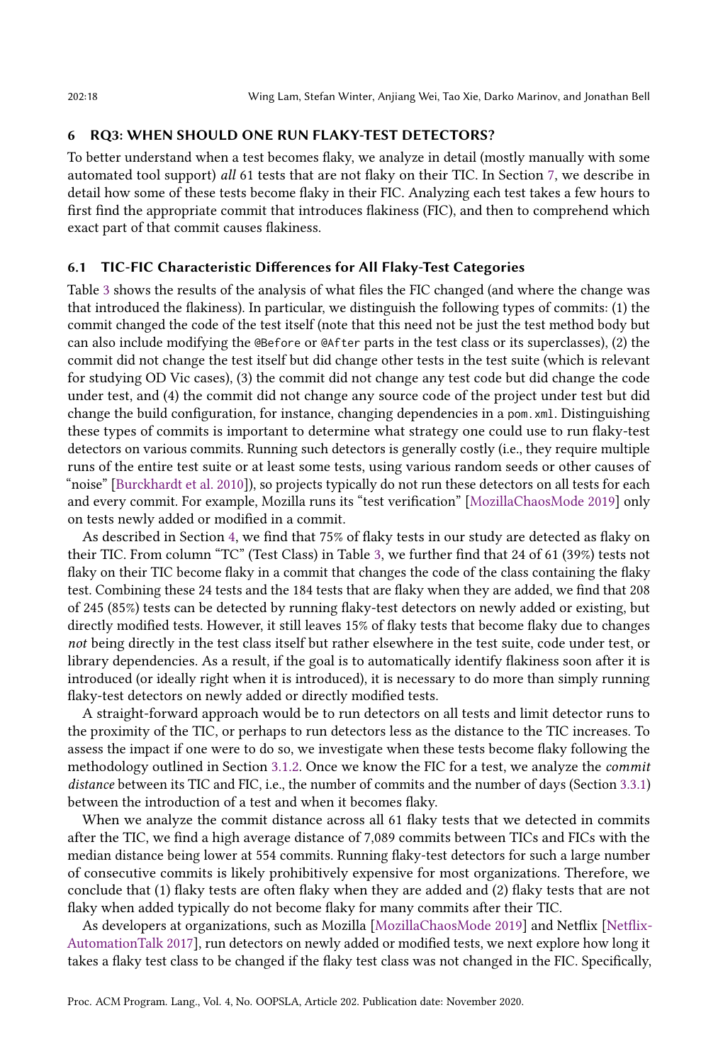## 6 RQ3: WHEN SHOULD ONE RUN FLAKY-TEST DETECTORS?

To better understand when a test becomes flaky, we analyze in detail (mostly manually with some automated tool support) *all* 61 tests that are not flaky on their TIC. In Section 7, we describe in detail how some of these tests become flaky in their FIC. Analyzing each test takes a few hours to first find the appropriate commit that introduces flakiness (FIC), and then to comprehend which exact part of that commit causes flakiness.

### 6.1 TIC-FIC Characteristic Differences for All Flaky-Test Categories

Table 3 shows the results of the analysis of what files the FIC changed (and where the change was that introduced the flakiness). In particular, we distinguish the following types of commits: (1) the commit changed the code of the test itself (note that this need not be just the test method body but can also include modifying the `@Before` or `@After` parts in the test class or its superclasses), (2) the commit did not change the test itself but did change other tests in the test suite (which is relevant for studying OD Vic cases), (3) the commit did not change any test code but did change the code under test, and (4) the commit did not change any source code of the project under test but did change the build configuration, for instance, changing dependencies in a `pom.xml`. Distinguishing these types of commits is important to determine what strategy one could use to run flaky-test detectors on various commits. Running such detectors is generally costly (i.e., they require multiple runs of the entire test suite or at least some tests, using various random seeds or other causes of "noise" [Burckhardt et al. 2010]), so projects typically do not run these detectors on all tests for each and every commit. For example, Mozilla runs its "test verification" [MozillaChaosMode 2019] only on tests newly added or modified in a commit.

As described in Section 4, we find that 75% of flaky tests in our study are detected as flaky on their TIC. From column "TC" (Test Class) in Table 3, we further find that 24 of 61 (39%) tests not flaky on their TIC become flaky in a commit that changes the code of the class containing the flaky test. Combining these 24 tests and the 184 tests that are flaky when they are added, we find that 208 of 245 (85%) tests can be detected by running flaky-test detectors on newly added or existing, but directly modified tests. However, it still leaves 15% of flaky tests that become flaky due to changes *not* being directly in the test class itself but rather elsewhere in the test suite, code under test, or library dependencies. As a result, if the goal is to automatically identify flakiness soon after it is introduced (or ideally right when it is introduced), it is necessary to do more than simply running flaky-test detectors on newly added or directly modified tests.

A straight-forward approach would be to run detectors on all tests and limit detector runs to the proximity of the TIC, or perhaps to run detectors less as the distance to the TIC increases. To assess the impact if one were to do so, we investigate when these tests become flaky following the methodology outlined in Section 3.1.2. Once we know the FIC for a test, we analyze the *commit distance* between its TIC and FIC, i.e., the number of commits and the number of days (Section 3.3.1) between the introduction of a test and when it becomes flaky.

When we analyze the commit distance across all 61 flaky tests that we detected in commits after the TIC, we find a high average distance of 7,089 commits between TICs and FICs with the median distance being lower at 554 commits. Running flaky-test detectors for such a large number of consecutive commits is likely prohibitively expensive for most organizations. Therefore, we conclude that (1) flaky tests are often flaky when they are added and (2) flaky tests that are not flaky when added typically do not become flaky for many commits after their TIC.

As developers at organizations, such as Mozilla [MozillaChaosMode 2019] and Netflix [Netflix-AutomationTalk 2017], run detectors on newly added or modified tests, we next explore how long it takes a flaky test class to be changed if the flaky test class was not changed in the FIC. Specifically,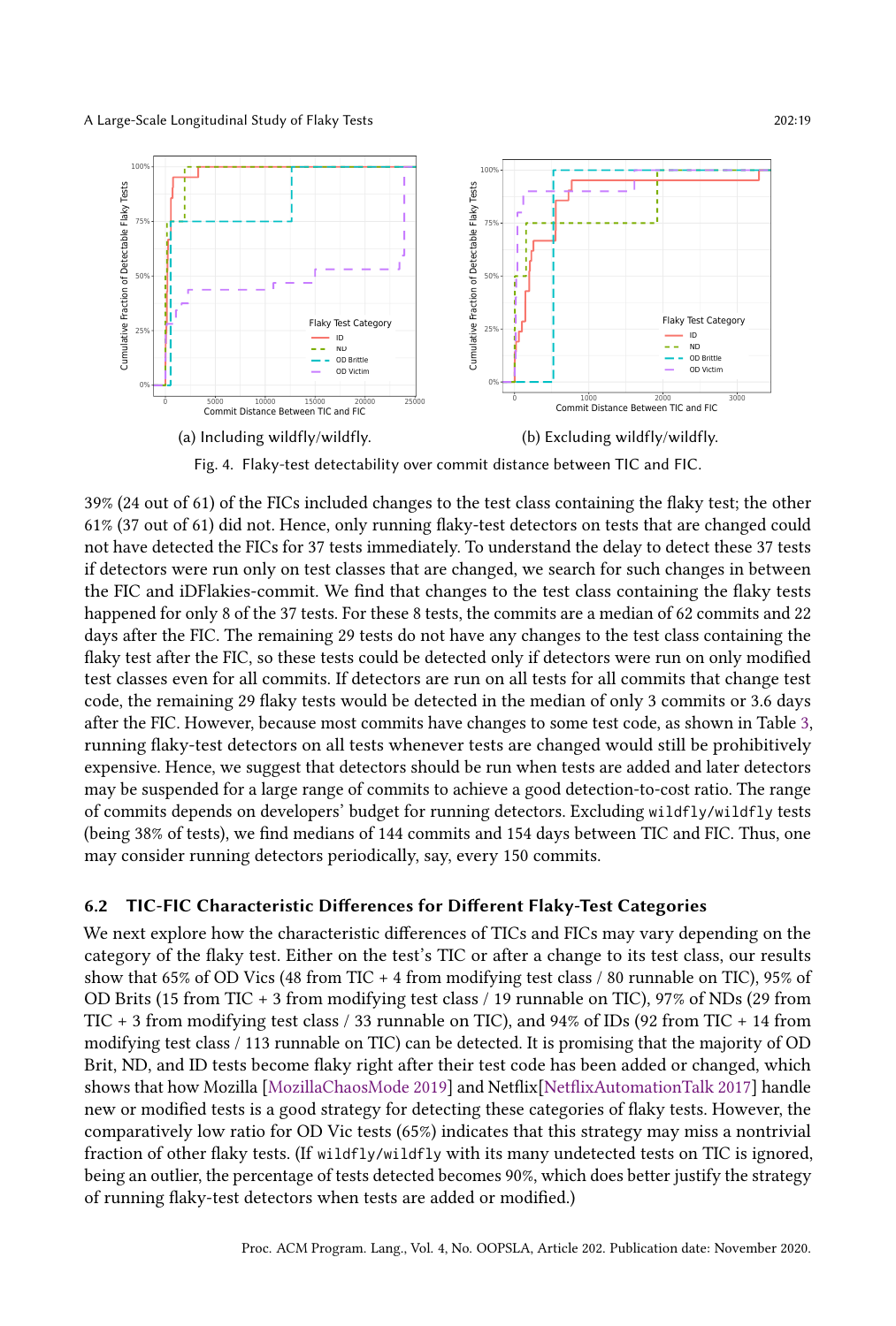(a) Including wildfly/wildfly.

(b) Excluding wildfly/wildfly.

Fig. 4. Flaky-test detectability over commit distance between TIC and FIC.

39% (24 out of 61) of the FICs included changes to the test class containing the flaky test; the other 61% (37 out of 61) did not. Hence, only running flaky-test detectors on tests that are changed could not have detected the FICs for 37 tests immediately. To understand the delay to detect these 37 tests if detectors were run only on test classes that are changed, we search for such changes in between the FIC and iDFlakies-commit. We find that changes to the test class containing the flaky tests happened for only 8 of the 37 tests. For these 8 tests, the commits are a median of 62 commits and 22 days after the FIC. The remaining 29 tests do not have any changes to the test class containing the flaky test after the FIC, so these tests could be detected only if detectors were run on only modified test classes even for all commits. If detectors are run on all tests for all commits that change test code, the remaining 29 flaky tests would be detected in the median of only 3 commits or 3.6 days after the FIC. However, because most commits have changes to some test code, as shown in Table 3, running flaky-test detectors on all tests whenever tests are changed would still be prohibitively expensive. Hence, we suggest that detectors should be run when tests are added and later detectors may be suspended for a large range of commits to achieve a good detection-to-cost ratio. The range of commits depends on developers' budget for running detectors. Excluding `wildfly/wildfly` tests (being 38% of tests), we find medians of 144 commits and 154 days between TIC and FIC. Thus, one may consider running detectors periodically, say, every 150 commits.

### 6.2 TIC-FIC Characteristic Differences for Different Flaky-Test Categories

We next explore how the characteristic differences of TICs and FICs may vary depending on the category of the flaky test. Either on the test's TIC or after a change to its test class, our results show that 65% of OD Vics (48 from TIC + 4 from modifying test class / 80 runnable on TIC), 95% of OD Brits (15 from TIC + 3 from modifying test class / 19 runnable on TIC), 97% of NDs (29 from TIC + 3 from modifying test class / 33 runnable on TIC), and 94% of IDs (92 from TIC + 14 from modifying test class / 113 runnable on TIC) can be detected. It is promising that the majority of OD Brit, ND, and ID tests become flaky right after their test code has been added or changed, which shows that how Mozilla [MozillaChaosMode 2019] and Netflix[NetflixAutomationTalk 2017] handle new or modified tests is a good strategy for detecting these categories of flaky tests. However, the comparatively low ratio for OD Vic tests (65%) indicates that this strategy may miss a nontrivial fraction of other flaky tests. (If `wildfly/wildfly` with its many undetected tests on TIC is ignored, being an outlier, the percentage of tests detected becomes 90%, which does better justify the strategy of running flaky-test detectors when tests are added or modified.)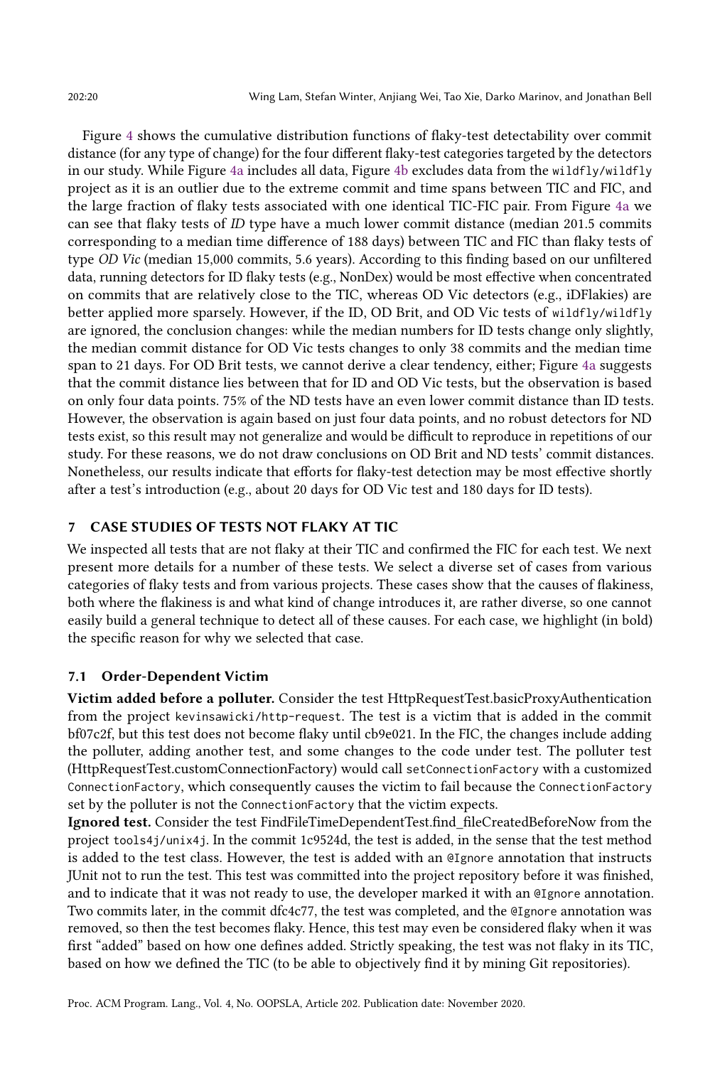Figure 4 shows the cumulative distribution functions of flaky-test detectability over commit distance (for any type of change) for the four different flaky-test categories targeted by the detectors in our study. While Figure 4a includes all data, Figure 4b excludes data from the `wildfly/wildfly` project as it is an outlier due to the extreme commit and time spans between TIC and FIC, and the large fraction of flaky tests associated with one identical TIC-FIC pair. From Figure 4a we can see that flaky tests of *ID* type have a much lower commit distance (median 201.5 commits corresponding to a median time difference of 188 days) between TIC and FIC than flaky tests of type *OD Vic* (median 15,000 commits, 5.6 years). According to this finding based on our unfiltered data, running detectors for ID flaky tests (e.g., NonDex) would be most effective when concentrated on commits that are relatively close to the TIC, whereas OD Vic detectors (e.g., iDFlakies) are better applied more sparsely. However, if the ID, OD Brit, and OD Vic tests of `wildfly/wildfly` are ignored, the conclusion changes: while the median numbers for ID tests change only slightly, the median commit distance for OD Vic tests changes to only 38 commits and the median time span to 21 days. For OD Brit tests, we cannot derive a clear tendency, either; Figure 4a suggests that the commit distance lies between that for ID and OD Vic tests, but the observation is based on only four data points. 75% of the ND tests have an even lower commit distance than ID tests. However, the observation is again based on just four data points, and no robust detectors for ND tests exist, so this result may not generalize and would be difficult to reproduce in repetitions of our study. For these reasons, we do not draw conclusions on OD Brit and ND tests' commit distances. Nonetheless, our results indicate that efforts for flaky-test detection may be most effective shortly after a test's introduction (e.g., about 20 days for OD Vic test and 180 days for ID tests).

## 7 CASE STUDIES OF TESTS NOT FLAKY AT TIC

We inspected all tests that are not flaky at their TIC and confirmed the FIC for each test. We next present more details for a number of these tests. We select a diverse set of cases from various categories of flaky tests and from various projects. These cases show that the causes of flakiness, both where the flakiness is and what kind of change introduces it, are rather diverse, so one cannot easily build a general technique to detect all of these causes. For each case, we highlight (in bold) the specific reason for why we selected that case.

### 7.1 Order-Dependent Victim

**Victim added before a polluter.** Consider the test HttpRequestTest.basicProxyAuthentication from the project `kevinsawicki/http-request`. The test is a victim that is added in the commit bf07c2f, but this test does not become flaky until cb9e021. In the FIC, the changes include adding the polluter, adding another test, and some changes to the code under test. The polluter test (HttpRequestTest.customConnectionFactory) would call `setConnectionFactory` with a customized `ConnectionFactory`, which consequently causes the victim to fail because the `ConnectionFactory` set by the polluter is not the `ConnectionFactory` that the victim expects.

**Ignored test.** Consider the test FindFileTimeDependentTest.find_fileCreatedBeforeNow from the project `tools4j/unix4j`. In the commit 1c9524d, the test is added, in the sense that the test method is added to the test class. However, the test is added with an `@Ignore` annotation that instructs JUnit not to run the test. This test was committed into the project repository before it was finished, and to indicate that it was not ready to use, the developer marked it with an `@Ignore` annotation. Two commits later, in the commit dfc4c77, the test was completed, and the `@Ignore` annotation was removed, so then the test becomes flaky. Hence, this test may even be considered flaky when it was first "added" based on how one defines added. Strictly speaking, the test was not flaky in its TIC, based on how we defined the TIC (to be able to objectively find it by mining Git repositories).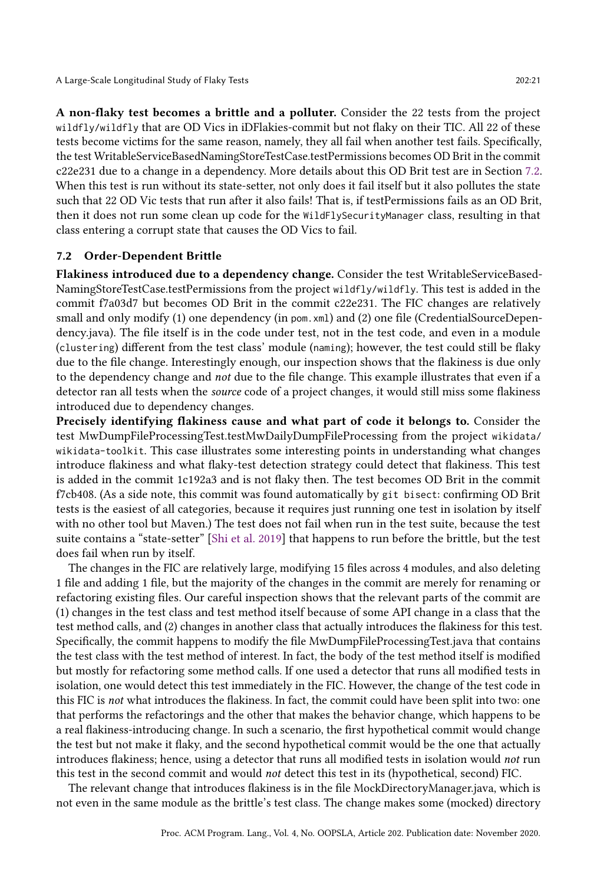**A non-flaky test becomes a brittle and a polluter.** Consider the 22 tests from the project `wildfly/wildfly` that are OD Vics in iDFlakies-commit but not flaky on their TIC. All 22 of these tests become victims for the same reason, namely, they all fail when another test fails. Specifically, the test WritableServiceBasedNamingStoreTestCase.testPermissions becomes OD Brit in the commit c22e231 due to a change in a dependency. More details about this OD Brit test are in Section 7.2. When this test is run without its state-setter, not only does it fail itself but it also pollutes the state such that 22 OD Vic tests that run after it also fails! That is, if testPermissions fails as an OD Brit, then it does not run some clean up code for the `WildFlySecurityManager` class, resulting in that class entering a corrupt state that causes the OD Vics to fail.

### 7.2 Order-Dependent Brittle

**Flakiness introduced due to a dependency change.** Consider the test WritableServiceBased-NamingStoreTestCase.testPermissions from the project `wildfly/wildfly`. This test is added in the commit f7a03d7 but becomes OD Brit in the commit c22e231. The FIC changes are relatively small and only modify (1) one dependency (in `pom.xml`) and (2) one file (CredentialSourceDependency.java). The file itself is in the code under test, not in the test code, and even in a module (`clustering`) different from the test class' module (`naming`); however, the test could still be flaky due to the file change. Interestingly enough, our inspection shows that the flakiness is due only to the dependency change and *not* due to the file change. This example illustrates that even if a detector ran all tests when the *source* code of a project changes, it would still miss some flakiness introduced due to dependency changes.

**Precisely identifying flakiness cause and what part of code it belongs to.** Consider the test MwDumpFileProcessingTest.testMwDailyDumpFileProcessing from the project `wikidata/wikidata-toolkit`. This case illustrates some interesting points in understanding what changes introduce flakiness and what flaky-test detection strategy could detect that flakiness. This test is added in the commit 1c192a3 and is not flaky then. The test becomes OD Brit in the commit f7cb408. (As a side note, this commit was found automatically by `git bisect`: confirming OD Brit tests is the easiest of all categories, because it requires just running one test in isolation by itself with no other tool but Maven.) The test does not fail when run in the test suite, because the test suite contains a "state-setter" [Shi et al. 2019] that happens to run before the brittle, but the test does fail when run by itself.

The changes in the FIC are relatively large, modifying 15 files across 4 modules, and also deleting 1 file and adding 1 file, but the majority of the changes in the commit are merely for renaming or refactoring existing files. Our careful inspection shows that the relevant parts of the commit are (1) changes in the test class and test method itself because of some API change in a class that the test method calls, and (2) changes in another class that actually introduces the flakiness for this test. Specifically, the commit happens to modify the file MwDumpFileProcessingTest.java that contains the test class with the test method of interest. In fact, the body of the test method itself is modified but mostly for refactoring some method calls. If one used a detector that runs all modified tests in isolation, one would detect this test immediately in the FIC. However, the change of the test code in this FIC is *not* what introduces the flakiness. In fact, the commit could have been split into two: one that performs the refactorings and the other that makes the behavior change, which happens to be a real flakiness-introducing change. In such a scenario, the first hypothetical commit would change the test but not make it flaky, and the second hypothetical commit would be the one that actually introduces flakiness; hence, using a detector that runs all modified tests in isolation would *not* run this test in the second commit and would *not* detect this test in its (hypothetical, second) FIC.

The relevant change that introduces flakiness is in the file MockDirectoryManager.java, which is not even in the same module as the brittle's test class. The change makes some (mocked) directory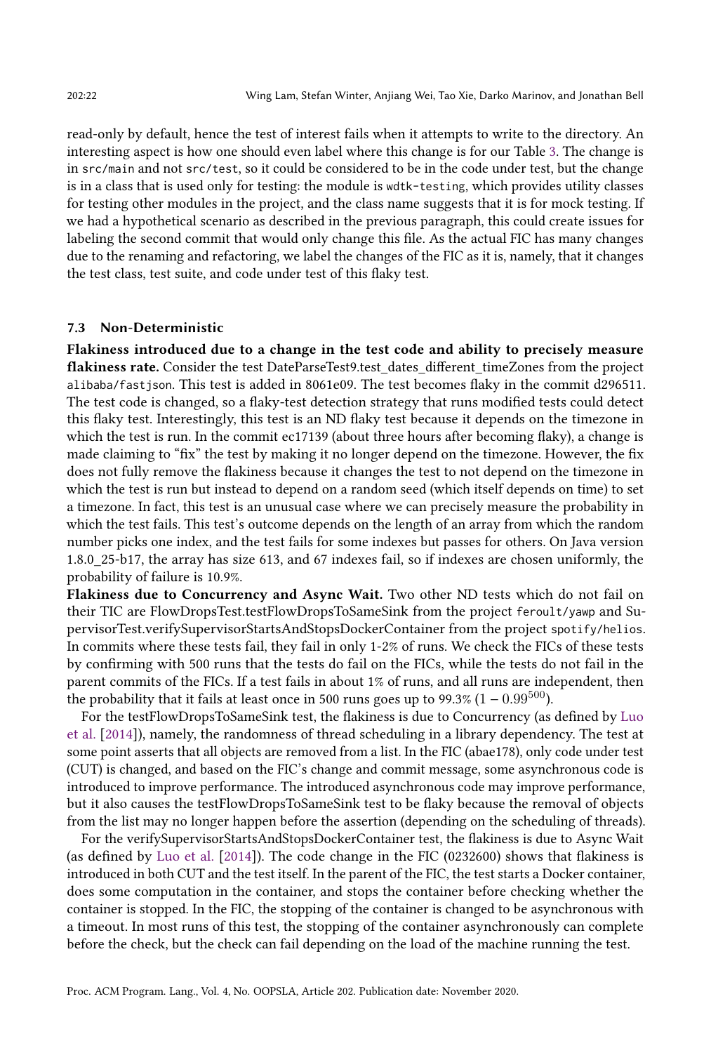read-only by default, hence the test of interest fails when it attempts to write to the directory. An interesting aspect is how one should even label where this change is for our Table 3. The change is in `src/main` and not `src/test`, so it could be considered to be in the code under test, but the change is in a class that is used only for testing: the module is `wdtk-testing`, which provides utility classes for testing other modules in the project, and the class name suggests that it is for mock testing. If we had a hypothetical scenario as described in the previous paragraph, this could create issues for labeling the second commit that would only change this file. As the actual FIC has many changes due to the renaming and refactoring, we label the changes of the FIC as it is, namely, that it changes the test class, test suite, and code under test of this flaky test.

### 7.3 Non-Deterministic

**Flakiness introduced due to a change in the test code and ability to precisely measure flakiness rate.** Consider the test DateParseTest9.test_dates_different_timeZones from the project `alibaba/fastjson`. This test is added in 8061e09. The test becomes flaky in the commit d296511. The test code is changed, so a flaky-test detection strategy that runs modified tests could detect this flaky test. Interestingly, this test is an ND flaky test because it depends on the timezone in which the test is run. In the commit ec17139 (about three hours after becoming flaky), a change is made claiming to "fix" the test by making it no longer depend on the timezone. However, the fix does not fully remove the flakiness because it changes the test to not depend on the timezone in which the test is run but instead to depend on a random seed (which itself depends on time) to set a timezone. In fact, this test is an unusual case where we can precisely measure the probability in which the test fails. This test's outcome depends on the length of an array from which the random number picks one index, and the test fails for some indexes but passes for others. On Java version 1.8.0_25-b17, the array has size 613, and 67 indexes fail, so if indexes are chosen uniformly, the probability of failure is 10.9%.

**Flakiness due to Concurrency and Async Wait.** Two other ND tests which do not fail on their TIC are FlowDropsTest.testFlowDropsToSameSink from the project `feroult/yawp` and SupervisorTest.verifySupervisorStartsAndStopsDockerContainer from the project `spotify/helios`. In commits where these tests fail, they fail in only 1-2% of runs. We check the FICs of these tests by confirming with 500 runs that the tests do fail on the FICs, while the tests do not fail in the parent commits of the FICs. If a test fails in about 1% of runs, and all runs are independent, then the probability that it fails at least once in 500 runs goes up to 99.3% ($1 - 0.99^{500}$).

For the testFlowDropsToSameSink test, the flakiness is due to Concurrency (as defined by Luo et al. [2014]), namely, the randomness of thread scheduling in a library dependency. The test at some point asserts that all objects are removed from a list. In the FIC (abae178), only code under test (CUT) is changed, and based on the FIC's change and commit message, some asynchronous code is introduced to improve performance. The introduced asynchronous code may improve performance, but it also causes the testFlowDropsToSameSink test to be flaky because the removal of objects from the list may no longer happen before the assertion (depending on the scheduling of threads).

For the verifySupervisorStartsAndStopsDockerContainer test, the flakiness is due to Async Wait (as defined by Luo et al. [2014]). The code change in the FIC (0232600) shows that flakiness is introduced in both CUT and the test itself. In the parent of the FIC, the test starts a Docker container, does some computation in the container, and stops the container before checking whether the container is stopped. In the FIC, the stopping of the container is changed to be asynchronous with a timeout. In most runs of this test, the stopping of the container asynchronously can complete before the check, but the check can fail depending on the load of the machine running the test.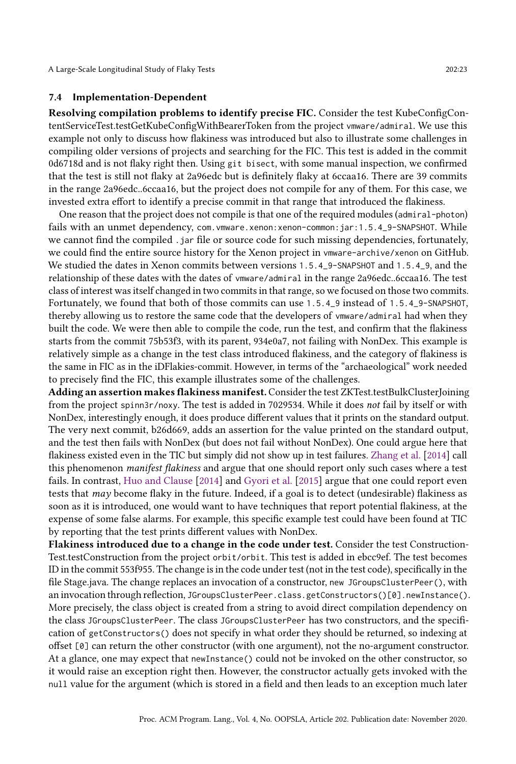### 7.4 Implementation-Dependent

**Resolving compilation problems to identify precise FIC.** Consider the test KubeConfigContentServiceTest.testGetKubeConfigWithBearerToken from the project `vmware/admiral`. We use this example not only to discuss how flakiness was introduced but also to illustrate some challenges in compiling older versions of projects and searching for the FIC. This test is added in the commit 0d6718d and is not flaky right then. Using `git bisect`, with some manual inspection, we confirmed that the test is still not flaky at 2a96edc but is definitely flaky at 6ccaa16. There are 39 commits in the range 2a96edc..6ccaa16, but the project does not compile for any of them. For this case, we invested extra effort to identify a precise commit in that range that introduced the flakiness.

One reason that the project does not compile is that one of the required modules (`admiral-photon`) fails with an unmet dependency, `com.vmware.xenon:xenon-common:jar:1.5.4_9-SNAPSHOT`. While we cannot find the compiled `.jar` file or source code for such missing dependencies, fortunately, we could find the entire source history for the Xenon project in `vmware-archive/xenon` on GitHub. We studied the dates in Xenon commits between versions `1.5.4_9-SNAPSHOT` and `1.5.4_9`, and the relationship of these dates with the dates of `vmware/admiral` in the range 2a96edc..6ccaa16. The test class of interest was itself changed in two commits in that range, so we focused on those two commits. Fortunately, we found that both of those commits can use `1.5.4_9` instead of `1.5.4_9-SNAPSHOT`, thereby allowing us to restore the same code that the developers of `vmware/admiral` had when they built the code. We were then able to compile the code, run the test, and confirm that the flakiness starts from the commit 75b53f3, with its parent, 934e0a7, not failing with NonDex. This example is relatively simple as a change in the test class introduced flakiness, and the category of flakiness is the same in FIC as in the iDFlakies-commit. However, in terms of the "archaeological" work needed to precisely find the FIC, this example illustrates some of the challenges.

**Adding an assertion makes flakiness manifest.** Consider the test ZKTest.testBulkClusterJoining from the project `spinn3r/noxy`. The test is added in 7029534. While it does *not* fail by itself or with NonDex, interestingly enough, it does produce different values that it prints on the standard output. The very next commit, b26d669, adds an assertion for the value printed on the standard output, and the test then fails with NonDex (but does not fail without NonDex). One could argue here that flakiness existed even in the TIC but simply did not show up in test failures. Zhang et al. [2014] call this phenomenon *manifest flakiness* and argue that one should report only such cases where a test fails. In contrast, Huo and Clause [2014] and Gyori et al. [2015] argue that one could report even tests that *may* become flaky in the future. Indeed, if a goal is to detect (undesirable) flakiness as soon as it is introduced, one would want to have techniques that report potential flakiness, at the expense of some false alarms. For example, this specific example test could have been found at TIC by reporting that the test prints different values with NonDex.

**Flakiness introduced due to a change in the code under test.** Consider the test ConstructionTest.testConstruction from the project `orbit/orbit`. This test is added in ebcc9ef. The test becomes ID in the commit 553f955. The change is in the code under test (not in the test code), specifically in the file Stage.java. The change replaces an invocation of a constructor, `new JGroupsClusterPeer()`, with an invocation through reflection, `JGroupsClusterPeer.class.getConstructors()[0].newInstance()`. More precisely, the class object is created from a string to avoid direct compilation dependency on the class `JGroupsClusterPeer`. The class `JGroupsClusterPeer` has two constructors, and the specification of `getConstructors()` does not specify in what order they should be returned, so indexing at offset `[0]` can return the other constructor (with one argument), not the no-argument constructor. At a glance, one may expect that `newInstance()` could not be invoked on the other constructor, so it would raise an exception right then. However, the constructor actually gets invoked with the `null` value for the argument (which is stored in a field and then leads to an exception much later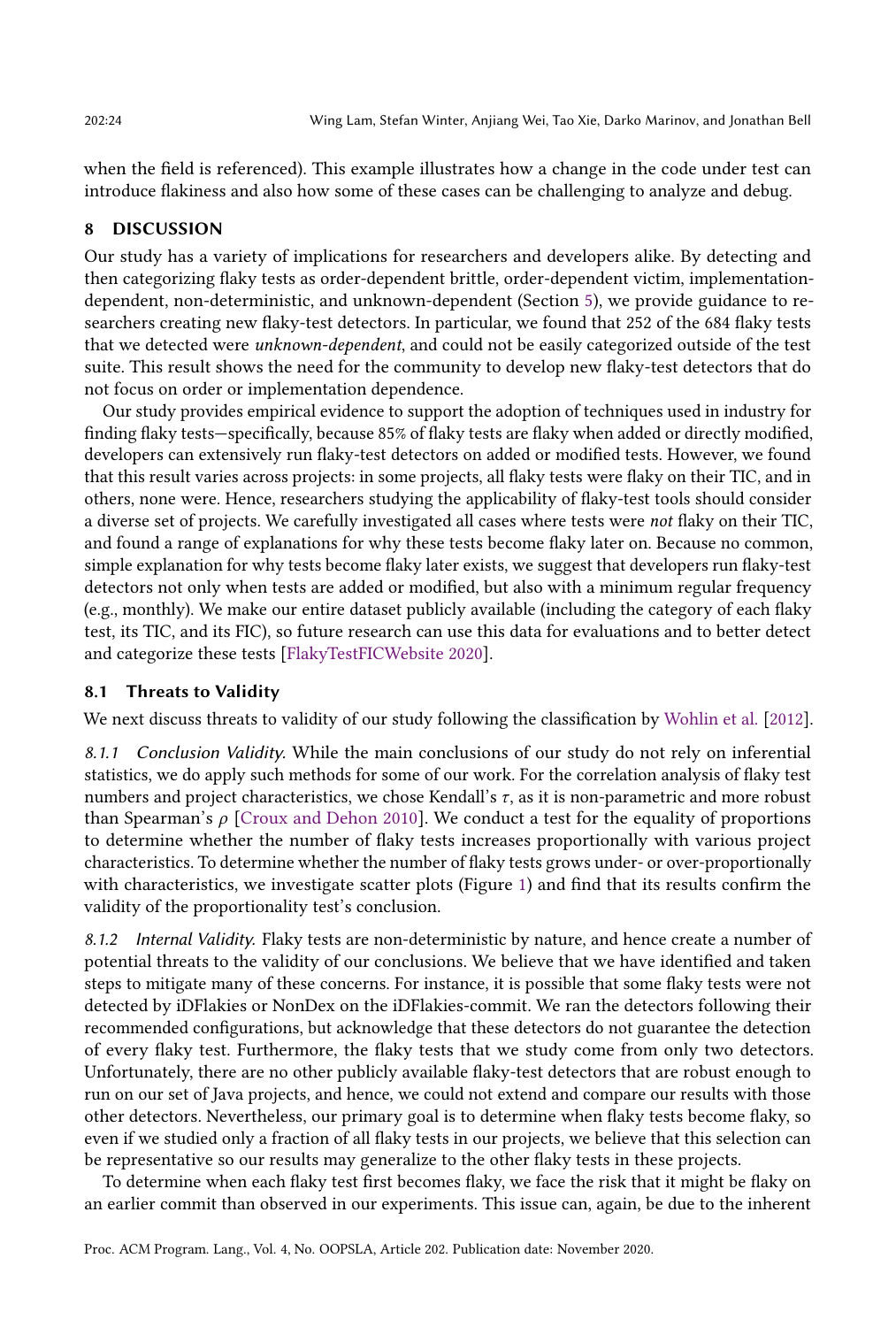when the field is referenced). This example illustrates how a change in the code under test can introduce flakiness and also how some of these cases can be challenging to analyze and debug.

## 8 DISCUSSION

Our study has a variety of implications for researchers and developers alike. By detecting and then categorizing flaky tests as order-dependent brittle, order-dependent victim, implementation-dependent, non-deterministic, and unknown-dependent (Section 5), we provide guidance to researchers creating new flaky-test detectors. In particular, we found that 252 of the 684 flaky tests that we detected were *unknown-dependent*, and could not be easily categorized outside of the test suite. This result shows the need for the community to develop new flaky-test detectors that do not focus on order or implementation dependence.

Our study provides empirical evidence to support the adoption of techniques used in industry for finding flaky tests—specifically, because 85% of flaky tests are flaky when added or directly modified, developers can extensively run flaky-test detectors on added or modified tests. However, we found that this result varies across projects: in some projects, all flaky tests were flaky on their TIC, and in others, none were. Hence, researchers studying the applicability of flaky-test tools should consider a diverse set of projects. We carefully investigated all cases where tests were *not* flaky on their TIC, and found a range of explanations for why these tests become flaky later on. Because no common, simple explanation for why tests become flaky later exists, we suggest that developers run flaky-test detectors not only when tests are added or modified, but also with a minimum regular frequency (e.g., monthly). We make our entire dataset publicly available (including the category of each flaky test, its TIC, and its FIC), so future research can use this data for evaluations and to better detect and categorize these tests [FlakyTestFICWebsite 2020].

### 8.1 Threats to Validity

We next discuss threats to validity of our study following the classification by Wohlin et al. [2012].

*8.1.1 Conclusion Validity.* While the main conclusions of our study do not rely on inferential statistics, we do apply such methods for some of our work. For the correlation analysis of flaky test numbers and project characteristics, we chose Kendall's $\tau$, as it is non-parametric and more robust than Spearman's $\rho$ [Croux and Dehon 2010]. We conduct a test for the equality of proportions to determine whether the number of flaky tests increases proportionally with various project characteristics. To determine whether the number of flaky tests grows under- or over-proportionally with characteristics, we investigate scatter plots (Figure 1) and find that its results confirm the validity of the proportionality test's conclusion.

*8.1.2 Internal Validity.* Flaky tests are non-deterministic by nature, and hence create a number of potential threats to the validity of our conclusions. We believe that we have identified and taken steps to mitigate many of these concerns. For instance, it is possible that some flaky tests were not detected by iDFlakies or NonDex on the iDFlakies-commit. We ran the detectors following their recommended configurations, but acknowledge that these detectors do not guarantee the detection of every flaky test. Furthermore, the flaky tests that we study come from only two detectors. Unfortunately, there are no other publicly available flaky-test detectors that are robust enough to run on our set of Java projects, and hence, we could not extend and compare our results with those other detectors. Nevertheless, our primary goal is to determine when flaky tests become flaky, so even if we studied only a fraction of all flaky tests in our projects, we believe that this selection can be representative so our results may generalize to the other flaky tests in these projects.

To determine when each flaky test first becomes flaky, we face the risk that it might be flaky on an earlier commit than observed in our experiments. This issue can, again, be due to the inherent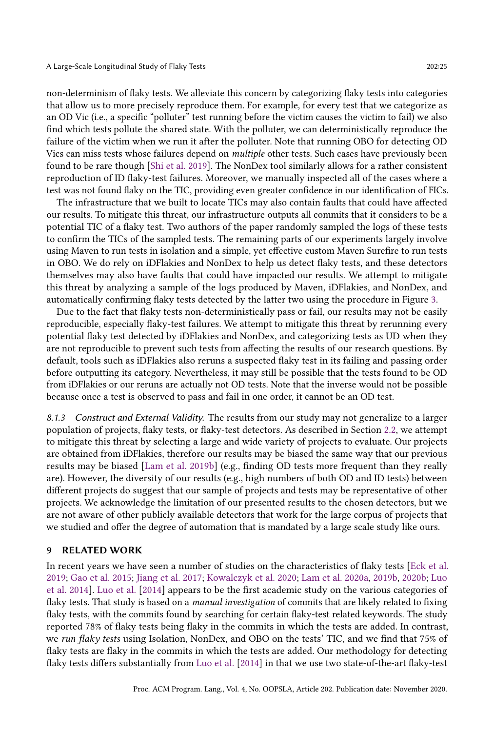non-determinism of flaky tests. We alleviate this concern by categorizing flaky tests into categories that allow us to more precisely reproduce them. For example, for every test that we categorize as an OD Vic (i.e., a specific "polluter" test running before the victim causes the victim to fail) we also find which tests pollute the shared state. With the polluter, we can deterministically reproduce the failure of the victim when we run it after the polluter. Note that running OBO for detecting OD Vics can miss tests whose failures depend on *multiple* other tests. Such cases have previously been found to be rare though [Shi et al. 2019]. The NonDex tool similarly allows for a rather consistent reproduction of ID flaky-test failures. Moreover, we manually inspected all of the cases where a test was not found flaky on the TIC, providing even greater confidence in our identification of FICs.

The infrastructure that we built to locate TICs may also contain faults that could have affected our results. To mitigate this threat, our infrastructure outputs all commits that it considers to be a potential TIC of a flaky test. Two authors of the paper randomly sampled the logs of these tests to confirm the TICs of the sampled tests. The remaining parts of our experiments largely involve using Maven to run tests in isolation and a simple, yet effective custom Maven Surefire to run tests in OBO. We do rely on iDFlakies and NonDex to help us detect flaky tests, and these detectors themselves may also have faults that could have impacted our results. We attempt to mitigate this threat by analyzing a sample of the logs produced by Maven, iDFlakies, and NonDex, and automatically confirming flaky tests detected by the latter two using the procedure in Figure 3.

Due to the fact that flaky tests non-deterministically pass or fail, our results may not be easily reproducible, especially flaky-test failures. We attempt to mitigate this threat by rerunning every potential flaky test detected by iDFlakies and NonDex, and categorizing tests as UD when they are not reproducible to prevent such tests from affecting the results of our research questions. By default, tools such as iDFlakies also reruns a suspected flaky test in its failing and passing order before outputting its category. Nevertheless, it may still be possible that the tests found to be OD from iDFlakies or our reruns are actually not OD tests. Note that the inverse would not be possible because once a test is observed to pass and fail in one order, it cannot be an OD test.

#### 8.1.3 Construct and External Validity.

The results from our study may not generalize to a larger population of projects, flaky tests, or flaky-test detectors. As described in Section 2.2, we attempt to mitigate this threat by selecting a large and wide variety of projects to evaluate. Our projects are obtained from iDFlakies, therefore our results may be biased the same way that our previous results may be biased [Lam et al. 2019b] (e.g., finding OD tests more frequent than they really are). However, the diversity of our results (e.g., high numbers of both OD and ID tests) between different projects do suggest that our sample of projects and tests may be representative of other projects. We acknowledge the limitation of our presented results to the chosen detectors, but we are not aware of other publicly available detectors that work for the large corpus of projects that we studied and offer the degree of automation that is mandated by a large scale study like ours.

## 9 RELATED WORK

In recent years we have seen a number of studies on the characteristics of flaky tests [Eck et al. 2019; Gao et al. 2015; Jiang et al. 2017; Kowalczyk et al. 2020; Lam et al. 2020a, 2019b, 2020b; Luo et al. 2014]. Luo et al. [2014] appears to be the first academic study on the various categories of flaky tests. That study is based on a *manual investigation* of commits that are likely related to fixing flaky tests, with the commits found by searching for certain flaky-test related keywords. The study reported 78% of flaky tests being flaky in the commits in which the tests are added. In contrast, we *run flaky tests* using Isolation, NonDex, and OBO on the tests' TIC, and we find that 75% of flaky tests are flaky in the commits in which the tests are added. Our methodology for detecting flaky tests differs substantially from Luo et al. [2014] in that we use two state-of-the-art flaky-test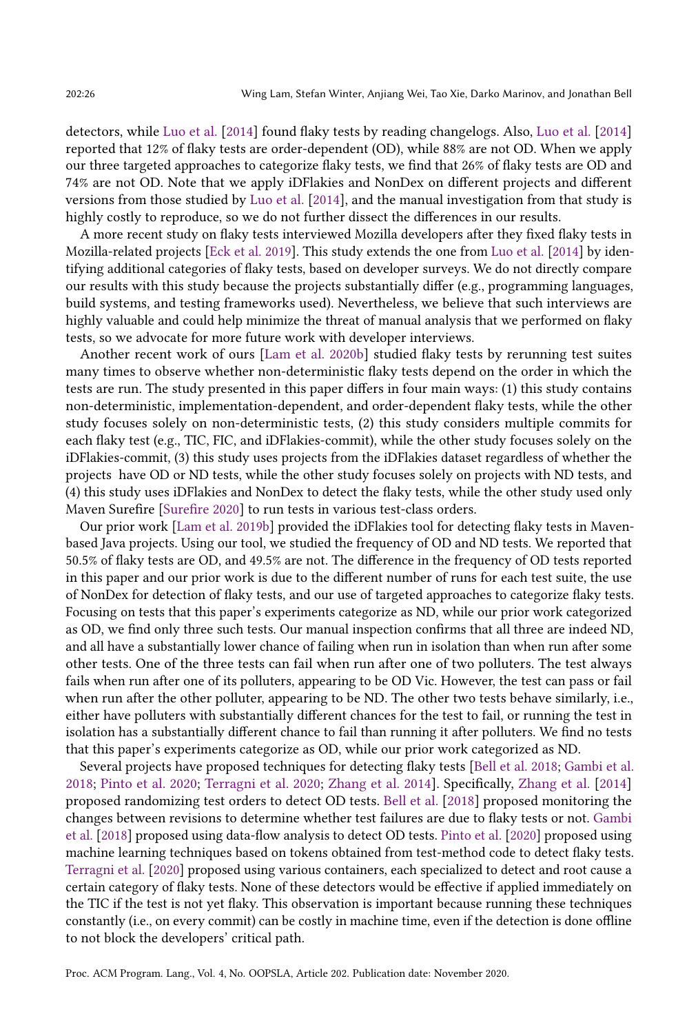detectors, while Luo et al. [2014] found flaky tests by reading changelogs. Also, Luo et al. [2014] reported that 12% of flaky tests are order-dependent (OD), while 88% are not OD. When we apply our three targeted approaches to categorize flaky tests, we find that 26% of flaky tests are OD and 74% are not OD. Note that we apply iDFlakies and NonDex on different projects and different versions from those studied by Luo et al. [2014], and the manual investigation from that study is highly costly to reproduce, so we do not further dissect the differences in our results.

A more recent study on flaky tests interviewed Mozilla developers after they fixed flaky tests in Mozilla-related projects [Eck et al. 2019]. This study extends the one from Luo et al. [2014] by identifying additional categories of flaky tests, based on developer surveys. We do not directly compare our results with this study because the projects substantially differ (e.g., programming languages, build systems, and testing frameworks used). Nevertheless, we believe that such interviews are highly valuable and could help minimize the threat of manual analysis that we performed on flaky tests, so we advocate for more future work with developer interviews.

Another recent work of ours [Lam et al. 2020b] studied flaky tests by rerunning test suites many times to observe whether non-deterministic flaky tests depend on the order in which the tests are run. The study presented in this paper differs in four main ways: (1) this study contains non-deterministic, implementation-dependent, and order-dependent flaky tests, while the other study focuses solely on non-deterministic tests, (2) this study considers multiple commits for each flaky test (e.g., TIC, FIC, and iDFlakies-commit), while the other study focuses solely on the iDFlakies-commit, (3) this study uses projects from the iDFlakies dataset regardless of whether the projects have OD or ND tests, while the other study focuses solely on projects with ND tests, and (4) this study uses iDFlakies and NonDex to detect the flaky tests, while the other study used only Maven Surefire [Surefire 2020] to run tests in various test-class orders.

Our prior work [Lam et al. 2019b] provided the iDFlakies tool for detecting flaky tests in Maven-based Java projects. Using our tool, we studied the frequency of OD and ND tests. We reported that 50.5% of flaky tests are OD, and 49.5% are not. The difference in the frequency of OD tests reported in this paper and our prior work is due to the different number of runs for each test suite, the use of NonDex for detection of flaky tests, and our use of targeted approaches to categorize flaky tests. Focusing on tests that this paper's experiments categorize as ND, while our prior work categorized as OD, we find only three such tests. Our manual inspection confirms that all three are indeed ND, and all have a substantially lower chance of failing when run in isolation than when run after some other tests. One of the three tests can fail when run after one of two polluters. The test always fails when run after one of its polluters, appearing to be OD Vic. However, the test can pass or fail when run after the other polluter, appearing to be ND. The other two tests behave similarly, i.e., either have polluters with substantially different chances for the test to fail, or running the test in isolation has a substantially different chance to fail than running it after polluters. We find no tests that this paper's experiments categorize as OD, while our prior work categorized as ND.

Several projects have proposed techniques for detecting flaky tests [Bell et al. 2018; Gambi et al. 2018; Pinto et al. 2020; Terragni et al. 2020; Zhang et al. 2014]. Specifically, Zhang et al. [2014] proposed randomizing test orders to detect OD tests. Bell et al. [2018] proposed monitoring the changes between revisions to determine whether test failures are due to flaky tests or not. Gambi et al. [2018] proposed using data-flow analysis to detect OD tests. Pinto et al. [2020] proposed using machine learning techniques based on tokens obtained from test-method code to detect flaky tests. Terragni et al. [2020] proposed using various containers, each specialized to detect and root cause a certain category of flaky tests. None of these detectors would be effective if applied immediately on the TIC if the test is not yet flaky. This observation is important because running these techniques constantly (i.e., on every commit) can be costly in machine time, even if the detection is done offline to not block the developers' critical path.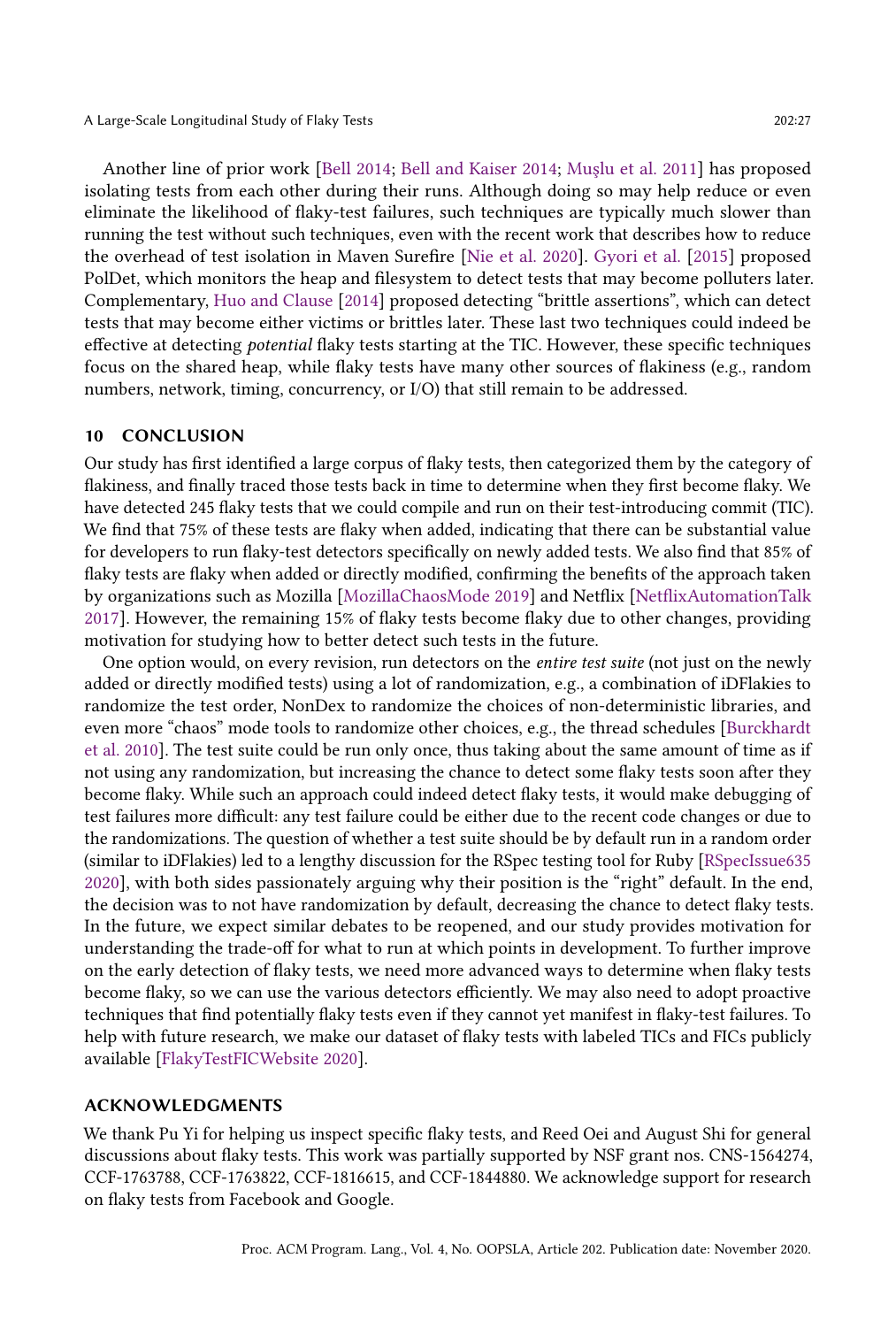Another line of prior work [Bell 2014; Bell and Kaiser 2014; Muşlu et al. 2011] has proposed isolating tests from each other during their runs. Although doing so may help reduce or even eliminate the likelihood of flaky-test failures, such techniques are typically much slower than running the test without such techniques, even with the recent work that describes how to reduce the overhead of test isolation in Maven Surefire [Nie et al. 2020]. Gyori et al. [2015] proposed PolDet, which monitors the heap and filesystem to detect tests that may become polluters later. Complementary, Huo and Clause [2014] proposed detecting "brittle assertions", which can detect tests that may become either victims or brittles later. These last two techniques could indeed be effective at detecting *potential* flaky tests starting at the TIC. However, these specific techniques focus on the shared heap, while flaky tests have many other sources of flakiness (e.g., random numbers, network, timing, concurrency, or I/O) that still remain to be addressed.

## 10 CONCLUSION

Our study has first identified a large corpus of flaky tests, then categorized them by the category of flakiness, and finally traced those tests back in time to determine when they first become flaky. We have detected 245 flaky tests that we could compile and run on their test-introducing commit (TIC). We find that 75% of these tests are flaky when added, indicating that there can be substantial value for developers to run flaky-test detectors specifically on newly added tests. We also find that 85% of flaky tests are flaky when added or directly modified, confirming the benefits of the approach taken by organizations such as Mozilla [MozillaChaosMode 2019] and Netflix [NetflixAutomationTalk 2017]. However, the remaining 15% of flaky tests become flaky due to other changes, providing motivation for studying how to better detect such tests in the future.

One option would, on every revision, run detectors on the *entire test suite* (not just on the newly added or directly modified tests) using a lot of randomization, e.g., a combination of iDFlakies to randomize the test order, NonDex to randomize the choices of non-deterministic libraries, and even more "chaos" mode tools to randomize other choices, e.g., the thread schedules [Burckhardt et al. 2010]. The test suite could be run only once, thus taking about the same amount of time as if not using any randomization, but increasing the chance to detect some flaky tests soon after they become flaky. While such an approach could indeed detect flaky tests, it would make debugging of test failures more difficult: any test failure could be either due to the recent code changes or due to the randomizations. The question of whether a test suite should be by default run in a random order (similar to iDFlakies) led to a lengthy discussion for the RSpec testing tool for Ruby [RSpecIssue635 2020], with both sides passionately arguing why their position is the "right" default. In the end, the decision was to not have randomization by default, decreasing the chance to detect flaky tests. In the future, we expect similar debates to be reopened, and our study provides motivation for understanding the trade-off for what to run at which points in development. To further improve on the early detection of flaky tests, we need more advanced ways to determine when flaky tests become flaky, so we can use the various detectors efficiently. We may also need to adopt proactive techniques that find potentially flaky tests even if they cannot yet manifest in flaky-test failures. To help with future research, we make our dataset of flaky tests with labeled TICs and FICs publicly available [FlakyTestFICWebsite 2020].

## ACKNOWLEDGMENTS

We thank Pu Yi for helping us inspect specific flaky tests, and Reed Oei and August Shi for general discussions about flaky tests. This work was partially supported by NSF grant nos. CNS-1564274, CCF-1763788, CCF-1763822, CCF-1816615, and CCF-1844880. We acknowledge support for research on flaky tests from Facebook and Google.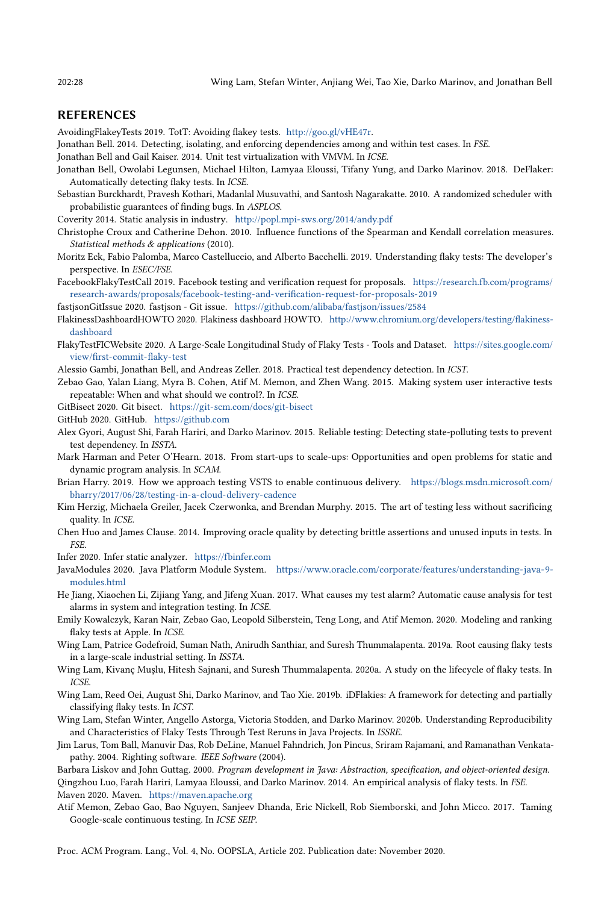## REFERENCES

AvoidingFlakeyTests 2019. TotT: Avoiding flakey tests. http://goo.gl/vHE47r.

Jonathan Bell. 2014. Detecting, isolating, and enforcing dependencies among and within test cases. In *FSE*.

Jonathan Bell and Gail Kaiser. 2014. Unit test virtualization with VMVM. In *ICSE*.

Jonathan Bell, Owolabi Legunsen, Michael Hilton, Lamyaa Eloussi, Tifany Yung, and Darko Marinov. 2018. DeFlaker: Automatically detecting flaky tests. In *ICSE*.

Sebastian Burckhardt, Pravesh Kothari, Madanlal Musuvathi, and Santosh Nagarakatte. 2010. A randomized scheduler with probabilistic guarantees of finding bugs. In *ASPLOS*.

Coverity 2014. Static analysis in industry. http://popl.mpi-sws.org/2014/andy.pdf

Christophe Croux and Catherine Dehon. 2010. Influence functions of the Spearman and Kendall correlation measures. *Statistical methods & applications* (2010).

Moritz Eck, Fabio Palomba, Marco Castelluccio, and Alberto Bacchelli. 2019. Understanding flaky tests: The developer's perspective. In *ESEC/FSE*.

FacebookFlakyTestCall 2019. Facebook testing and verification request for proposals. https://research.fb.com/programs/research-awards/proposals/facebook-testing-and-verification-request-for-proposals-2019

fastjsonGitIssue 2020. fastjson - Git issue. https://github.com/alibaba/fastjson/issues/2584

FlakinessDashboardHOWTO 2020. Flakiness dashboard HOWTO. http://www.chromium.org/developers/testing/flakiness-dashboard

FlakyTestFICWebsite 2020. A Large-Scale Longitudinal Study of Flaky Tests - Tools and Dataset. https://sites.google.com/view/first-commit-flaky-test

Alessio Gambi, Jonathan Bell, and Andreas Zeller. 2018. Practical test dependency detection. In *ICST*.

Zebao Gao, Yalan Liang, Myra B. Cohen, Atif M. Memon, and Zhen Wang. 2015. Making system user interactive tests repeatable: When and what should we control?. In *ICSE*.

GitBisect 2020. Git bisect. https://git-scm.com/docs/git-bisect

GitHub 2020. GitHub. https://github.com

Alex Gyori, August Shi, Farah Hariri, and Darko Marinov. 2015. Reliable testing: Detecting state-polluting tests to prevent test dependency. In *ISSTA*.

Mark Harman and Peter O'Hearn. 2018. From start-ups to scale-ups: Opportunities and open problems for static and dynamic program analysis. In *SCAM*.

Brian Harry. 2019. How we approach testing VSTS to enable continuous delivery. https://blogs.msdn.microsoft.com/bharry/2017/06/28/testing-in-a-cloud-delivery-cadence

Kim Herzig, Michaela Greiler, Jacek Czerwonka, and Brendan Murphy. 2015. The art of testing less without sacrificing quality. In *ICSE*.

Chen Huo and James Clause. 2014. Improving oracle quality by detecting brittle assertions and unused inputs in tests. In *FSE*.

Infer 2020. Infer static analyzer. https://fbinfer.com

JavaModules 2020. Java Platform Module System. https://www.oracle.com/corporate/features/understanding-java-9-modules.html

He Jiang, Xiaochen Li, Zijiang Yang, and Jifeng Xuan. 2017. What causes my test alarm? Automatic cause analysis for test alarms in system and integration testing. In *ICSE*.

Emily Kowalczyk, Karan Nair, Zebao Gao, Leopold Silberstein, Teng Long, and Atif Memon. 2020. Modeling and ranking flaky tests at Apple. In *ICSE*.

Wing Lam, Patrice Godefroid, Suman Nath, Anirudh Santhiar, and Suresh Thummalapenta. 2019a. Root causing flaky tests in a large-scale industrial setting. In *ISSTA*.

Wing Lam, Kıvanç Muşlu, Hitesh Sajnani, and Suresh Thummalapenta. 2020a. A study on the lifecycle of flaky tests. In *ICSE*.

Wing Lam, Reed Oei, August Shi, Darko Marinov, and Tao Xie. 2019b. iDFlakies: A framework for detecting and partially classifying flaky tests. In *ICST*.

Wing Lam, Stefan Winter, Angello Astorga, Victoria Stodden, and Darko Marinov. 2020b. Understanding Reproducibility and Characteristics of Flaky Tests Through Test Reruns in Java Projects. In *ISSRE*.

Jim Larus, Tom Ball, Manuvir Das, Rob DeLine, Manuel Fahndrich, Jon Pincus, Sriram Rajamani, and Ramanathan Venkatapathy. 2004. Righting software. *IEEE Software* (2004).

Barbara Liskov and John Guttag. 2000. *Program development in Java: Abstraction, specification, and object-oriented design.*

Qingzhou Luo, Farah Hariri, Lamyaa Eloussi, and Darko Marinov. 2014. An empirical analysis of flaky tests. In *FSE*.

Maven 2020. Maven. https://maven.apache.org

Atif Memon, Zebao Gao, Bao Nguyen, Sanjeev Dhanda, Eric Nickell, Rob Siemborski, and John Micco. 2017. Taming Google-scale continuous testing. In *ICSE SEIP*.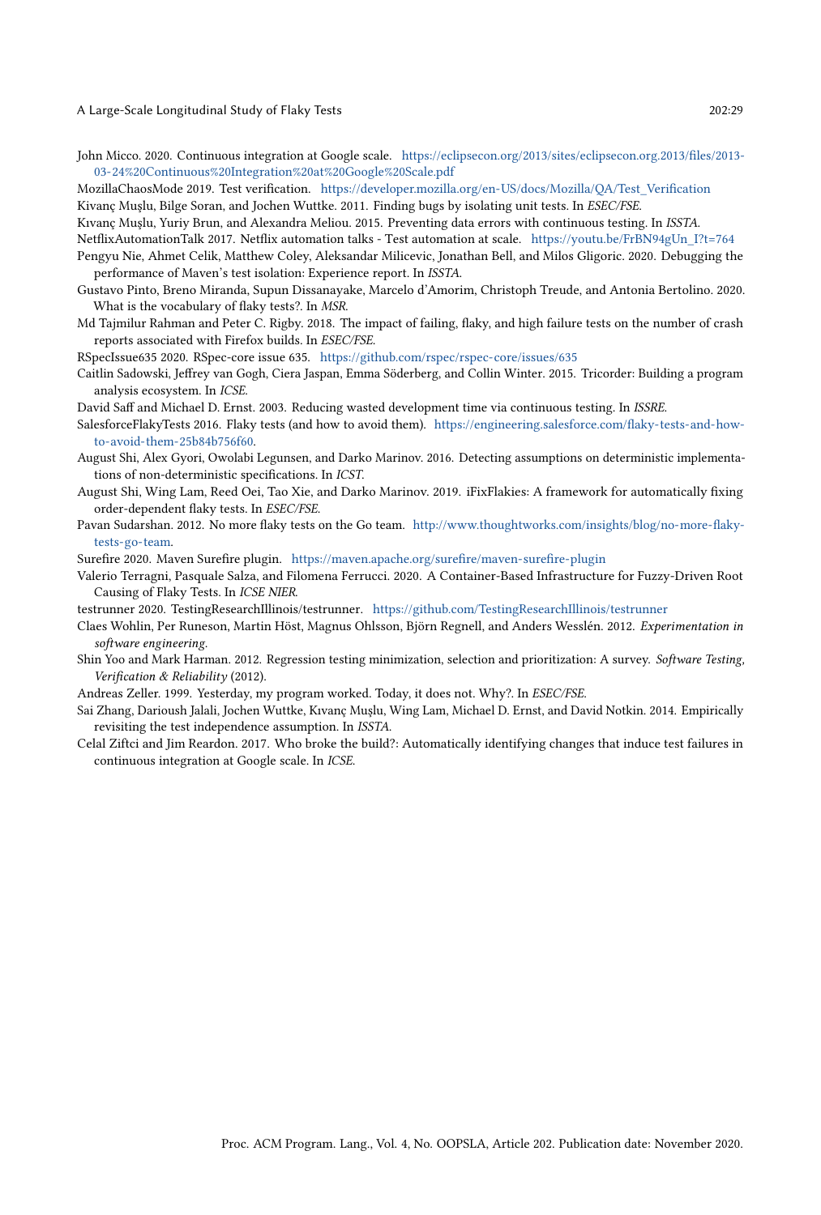John Micco. 2020. Continuous integration at Google scale. https://eclipsecon.org/2013/sites/eclipsecon.org.2013/files/2013-03-24%20Continuous%20Integration%20at%20Google%20Scale.pdf

MozillaChaosMode 2019. Test verification. https://developer.mozilla.org/en-US/docs/Mozilla/QA/Test_Verification

Kivanç Muşlu, Bilge Soran, and Jochen Wuttke. 2011. Finding bugs by isolating unit tests. In *ESEC/FSE*.

Kıvanç Muşlu, Yuriy Brun, and Alexandra Meliou. 2015. Preventing data errors with continuous testing. In *ISSTA*.

NetflixAutomationTalk 2017. Netflix automation talks - Test automation at scale. https://youtu.be/FrBN94gUn_I?t=764

Pengyu Nie, Ahmet Celik, Matthew Coley, Aleksandar Milicevic, Jonathan Bell, and Milos Gligoric. 2020. Debugging the performance of Maven's test isolation: Experience report. In *ISSTA*.

Gustavo Pinto, Breno Miranda, Supun Dissanayake, Marcelo d'Amorim, Christoph Treude, and Antonia Bertolino. 2020. What is the vocabulary of flaky tests?. In *MSR*.

Md Tajmilur Rahman and Peter C. Rigby. 2018. The impact of failing, flaky, and high failure tests on the number of crash reports associated with Firefox builds. In *ESEC/FSE*.

RSpecIssue635 2020. RSpec-core issue 635. https://github.com/rspec/rspec-core/issues/635

Caitlin Sadowski, Jeffrey van Gogh, Ciera Jaspan, Emma Söderberg, and Collin Winter. 2015. Tricorder: Building a program analysis ecosystem. In *ICSE*.

David Saff and Michael D. Ernst. 2003. Reducing wasted development time via continuous testing. In *ISSRE*.

SalesforceFlakyTests 2016. Flaky tests (and how to avoid them). https://engineering.salesforce.com/flaky-tests-and-how-to-avoid-them-25b84b756f60.

August Shi, Alex Gyori, Owolabi Legunsen, and Darko Marinov. 2016. Detecting assumptions on deterministic implementations of non-deterministic specifications. In *ICST*.

August Shi, Wing Lam, Reed Oei, Tao Xie, and Darko Marinov. 2019. iFixFlakies: A framework for automatically fixing order-dependent flaky tests. In *ESEC/FSE*.

Pavan Sudarshan. 2012. No more flaky tests on the Go team. http://www.thoughtworks.com/insights/blog/no-more-flaky-tests-go-team.

Surefire 2020. Maven Surefire plugin. https://maven.apache.org/surefire/maven-surefire-plugin

Valerio Terragni, Pasquale Salza, and Filomena Ferrucci. 2020. A Container-Based Infrastructure for Fuzzy-Driven Root Causing of Flaky Tests. In *ICSE NIER*.

testrunner 2020. TestingResearchIllinois/testrunner. https://github.com/TestingResearchIllinois/testrunner

Claes Wohlin, Per Runeson, Martin Höst, Magnus Ohlsson, Björn Regnell, and Anders Wesslén. 2012. *Experimentation in software engineering*.

Shin Yoo and Mark Harman. 2012. Regression testing minimization, selection and prioritization: A survey. *Software Testing, Verification & Reliability* (2012).

Andreas Zeller. 1999. Yesterday, my program worked. Today, it does not. Why?. In *ESEC/FSE*.

Sai Zhang, Darioush Jalali, Jochen Wuttke, Kıvanç Muşlu, Wing Lam, Michael D. Ernst, and David Notkin. 2014. Empirically revisiting the test independence assumption. In *ISSTA*.

Celal Ziftci and Jim Reardon. 2017. Who broke the build?: Automatically identifying changes that induce test failures in continuous integration at Google scale. In *ICSE*.